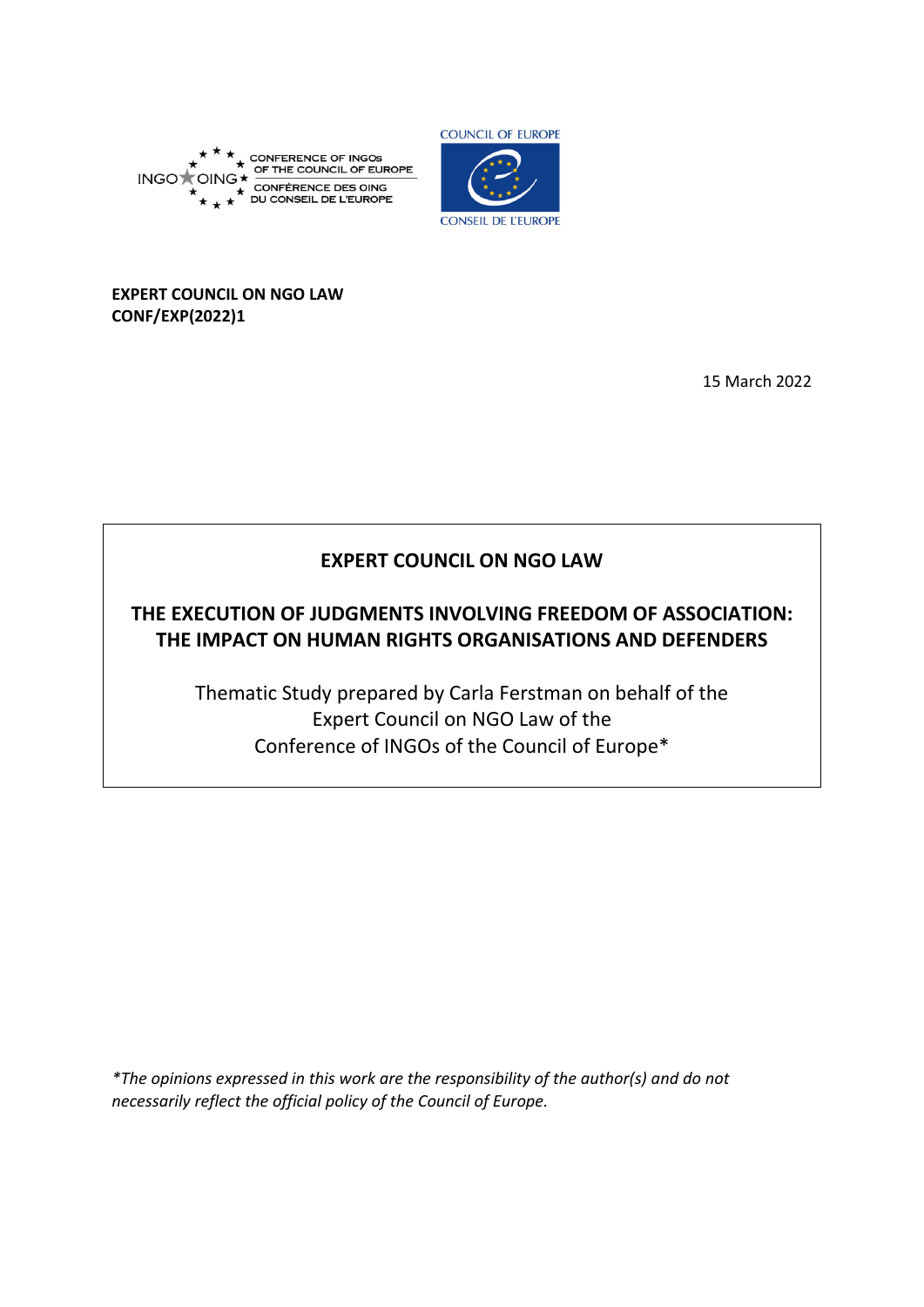CONFERENCE OF INGOs OF THE COUNCIL OF EUROPE
CONFÉRENCE DES OING DU CONSEIL DE L'EUROPE

COUNCIL OF EUROPE
CONSEIL DE L'EUROPE

**EXPERT COUNCIL ON NGO LAW**
**CONF/EXP(2022)1**

15 March 2022

# EXPERT COUNCIL ON NGO LAW

## THE EXECUTION OF JUDGMENTS INVOLVING FREEDOM OF ASSOCIATION: THE IMPACT ON HUMAN RIGHTS ORGANISATIONS AND DEFENDERS

Thematic Study prepared by Carla Ferstman on behalf of the Expert Council on NGO Law of the Conference of INGOs of the Council of Europe*

*\*The opinions expressed in this work are the responsibility of the author(s) and do not necessarily reflect the official policy of the Council of Europe.*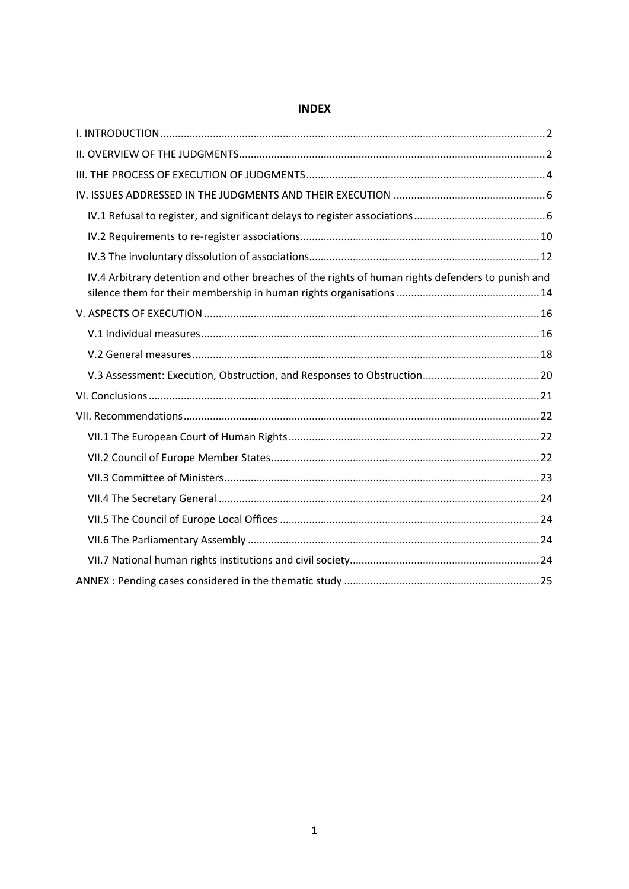**INDEX**

I. INTRODUCTION .......... 2

II. OVERVIEW OF THE JUDGMENTS .......... 2

III. THE PROCESS OF EXECUTION OF JUDGMENTS .......... 4

IV. ISSUES ADDRESSED IN THE JUDGMENTS AND THEIR EXECUTION .......... 6

- IV.1 Refusal to register, and significant delays to register associations .......... 6
- IV.2 Requirements to re-register associations .......... 10
- IV.3 The involuntary dissolution of associations .......... 12
- IV.4 Arbitrary detention and other breaches of the rights of human rights defenders to punish and silence them for their membership in human rights organisations .......... 14

V. ASPECTS OF EXECUTION .......... 16

- V.1 Individual measures .......... 16
- V.2 General measures .......... 18
- V.3 Assessment: Execution, Obstruction, and Responses to Obstruction .......... 20

VI. Conclusions .......... 21

VII. Recommendations .......... 22

- VII.1 The European Court of Human Rights .......... 22
- VII.2 Council of Europe Member States .......... 22
- VII.3 Committee of Ministers .......... 23
- VII.4 The Secretary General .......... 24
- VII.5 The Council of Europe Local Offices .......... 24
- VII.6 The Parliamentary Assembly .......... 24
- VII.7 National human rights institutions and civil society .......... 24

ANNEX : Pending cases considered in the thematic study .......... 25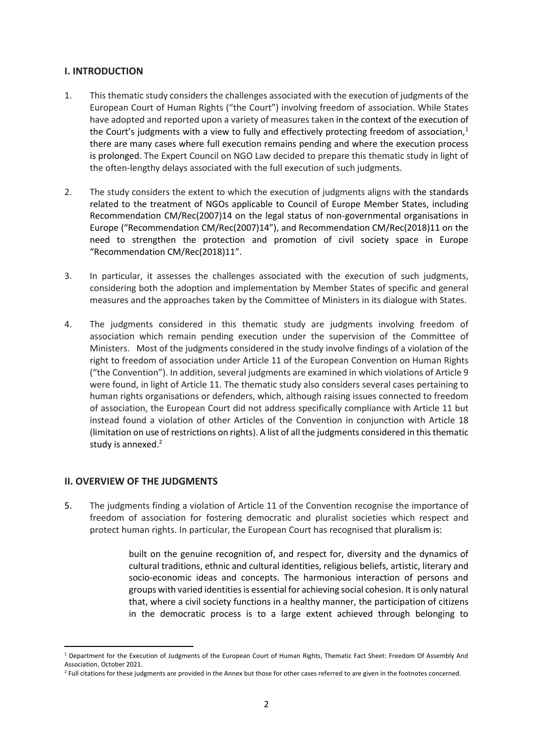## I. INTRODUCTION

1. This thematic study considers the challenges associated with the execution of judgments of the European Court of Human Rights ("the Court") involving freedom of association. While States have adopted and reported upon a variety of measures taken in the context of the execution of the Court's judgments with a view to fully and effectively protecting freedom of association,[1] there are many cases where full execution remains pending and where the execution process is prolonged. The Expert Council on NGO Law decided to prepare this thematic study in light of the often-lengthy delays associated with the full execution of such judgments.

2. The study considers the extent to which the execution of judgments aligns with the standards related to the treatment of NGOs applicable to Council of Europe Member States, including Recommendation CM/Rec(2007)14 on the legal status of non-governmental organisations in Europe ("Recommendation CM/Rec(2007)14"), and Recommendation CM/Rec(2018)11 on the need to strengthen the protection and promotion of civil society space in Europe "Recommendation CM/Rec(2018)11".

3. In particular, it assesses the challenges associated with the execution of such judgments, considering both the adoption and implementation by Member States of specific and general measures and the approaches taken by the Committee of Ministers in its dialogue with States.

4. The judgments considered in this thematic study are judgments involving freedom of association which remain pending execution under the supervision of the Committee of Ministers. Most of the judgments considered in the study involve findings of a violation of the right to freedom of association under Article 11 of the European Convention on Human Rights ("the Convention"). In addition, several judgments are examined in which violations of Article 9 were found, in light of Article 11. The thematic study also considers several cases pertaining to human rights organisations or defenders, which, although raising issues connected to freedom of association, the European Court did not address specifically compliance with Article 11 but instead found a violation of other Articles of the Convention in conjunction with Article 18 (limitation on use of restrictions on rights). A list of all the judgments considered in this thematic study is annexed.[2]

## II. OVERVIEW OF THE JUDGMENTS

5. The judgments finding a violation of Article 11 of the Convention recognise the importance of freedom of association for fostering democratic and pluralist societies which respect and protect human rights. In particular, the European Court has recognised that pluralism is:

> built on the genuine recognition of, and respect for, diversity and the dynamics of cultural traditions, ethnic and cultural identities, religious beliefs, artistic, literary and socio-economic ideas and concepts. The harmonious interaction of persons and groups with varied identities is essential for achieving social cohesion. It is only natural that, where a civil society functions in a healthy manner, the participation of citizens in the democratic process is to a large extent achieved through belonging to

---

[1] Department for the Execution of Judgments of the European Court of Human Rights, Thematic Fact Sheet: Freedom Of Assembly And Association, October 2021.

[2] Full citations for these judgments are provided in the Annex but those for other cases referred to are given in the footnotes concerned.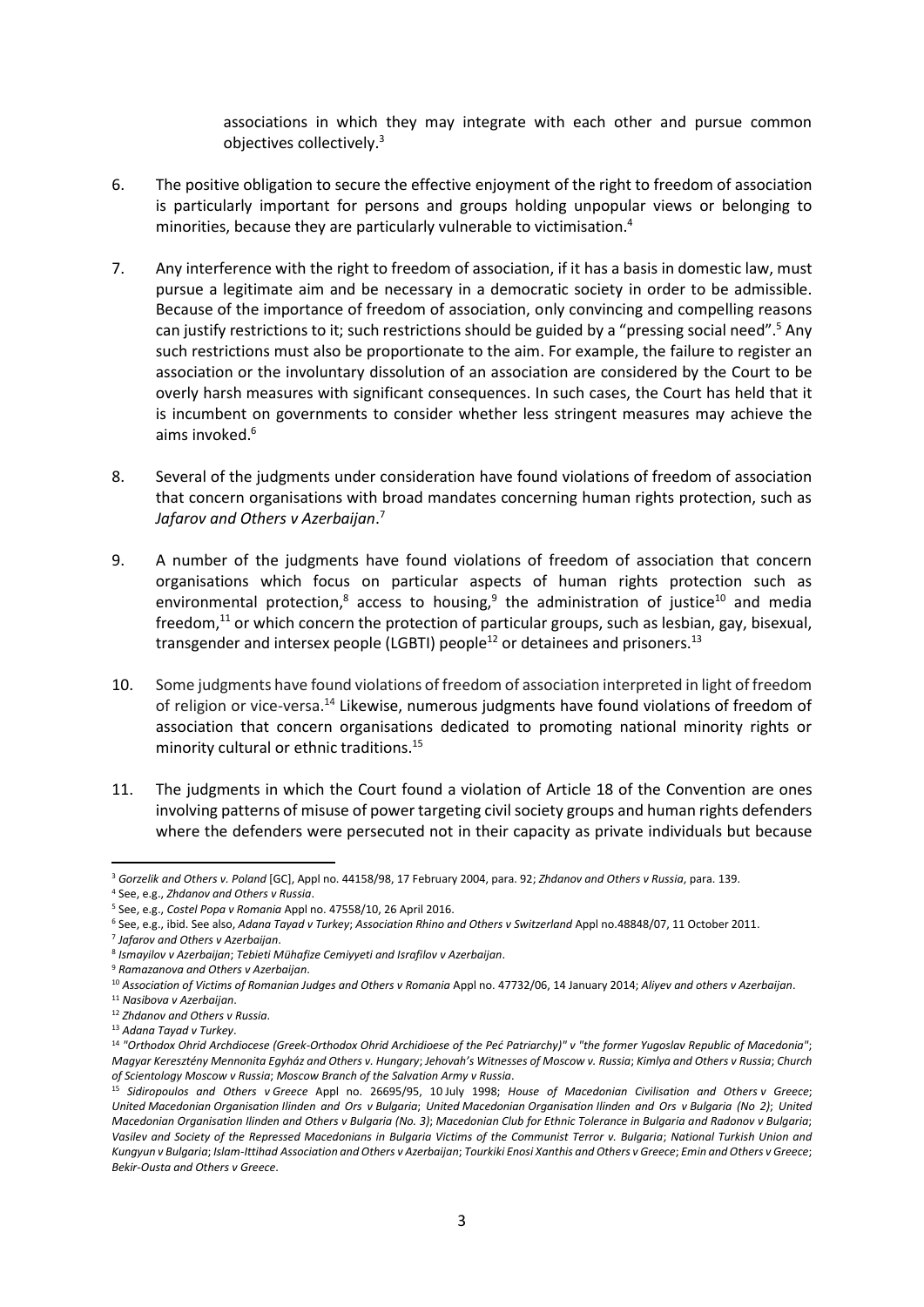associations in which they may integrate with each other and pursue common objectives collectively.[3]

6. The positive obligation to secure the effective enjoyment of the right to freedom of association is particularly important for persons and groups holding unpopular views or belonging to minorities, because they are particularly vulnerable to victimisation.[4]

7. Any interference with the right to freedom of association, if it has a basis in domestic law, must pursue a legitimate aim and be necessary in a democratic society in order to be admissible. Because of the importance of freedom of association, only convincing and compelling reasons can justify restrictions to it; such restrictions should be guided by a "pressing social need".[5] Any such restrictions must also be proportionate to the aim. For example, the failure to register an association or the involuntary dissolution of an association are considered by the Court to be overly harsh measures with significant consequences. In such cases, the Court has held that it is incumbent on governments to consider whether less stringent measures may achieve the aims invoked.[6]

8. Several of the judgments under consideration have found violations of freedom of association that concern organisations with broad mandates concerning human rights protection, such as *Jafarov and Others v Azerbaijan*.[7]

9. A number of the judgments have found violations of freedom of association that concern organisations which focus on particular aspects of human rights protection such as environmental protection,[8] access to housing,[9] the administration of justice[10] and media freedom,[11] or which concern the protection of particular groups, such as lesbian, gay, bisexual, transgender and intersex people (LGBTI) people[12] or detainees and prisoners.[13]

10. Some judgments have found violations of freedom of association interpreted in light of freedom of religion or vice-versa.[14] Likewise, numerous judgments have found violations of freedom of association that concern organisations dedicated to promoting national minority rights or minority cultural or ethnic traditions.[15]

11. The judgments in which the Court found a violation of Article 18 of the Convention are ones involving patterns of misuse of power targeting civil society groups and human rights defenders where the defenders were persecuted not in their capacity as private individuals but because

---

[3] *Gorzelik and Others v. Poland* [GC], Appl no. 44158/98, 17 February 2004, para. 92; *Zhdanov and Others v Russia*, para. 139.

[4] See, e.g., *Zhdanov and Others v Russia*.

[5] See, e.g., *Costel Popa v Romania* Appl no. 47558/10, 26 April 2016.

[6] See, e.g., ibid. See also, *Adana Tayad v Turkey*; *Association Rhino and Others v Switzerland* Appl no.48848/07, 11 October 2011.

[7] *Jafarov and Others v Azerbaijan*.

[8] *Ismayilov v Azerbaijan*; *Tebieti Mühafize Cemiyyeti and Israfilov v Azerbaijan*.

[9] *Ramazanova and Others v Azerbaijan*.

[10] *Association of Victims of Romanian Judges and Others v Romania* Appl no. 47732/06, 14 January 2014; *Aliyev and others v Azerbaijan*.

[11] *Nasibova v Azerbaijan*.

[12] *Zhdanov and Others v Russia*.

[13] *Adana Tayad v Turkey*.

[14] *"Orthodox Ohrid Archdiocese (Greek-Orthodox Ohrid Archidioese of the Peć Patriarchy)" v "the former Yugoslav Republic of Macedonia"*; *Magyar Keresztény Mennonita Egyház and Others v. Hungary*; *Jehovah's Witnesses of Moscow v. Russia*; *Kimlya and Others v Russia*; *Church of Scientology Moscow v Russia*; *Moscow Branch of the Salvation Army v Russia*.

[15] *Sidiropoulos and Others v Greece* Appl no. 26695/95, 10 July 1998; *House of Macedonian Civilisation and Others v Greece*; *United Macedonian Organisation Ilinden and Ors v Bulgaria*; *United Macedonian Organisation Ilinden and Ors v Bulgaria (No 2)*; *United Macedonian Organisation Ilinden and Others v Bulgaria (No. 3)*; *Macedonian Club for Ethnic Tolerance in Bulgaria and Radonov v Bulgaria*; *Vasilev and Society of the Repressed Macedonians in Bulgaria Victims of the Communist Terror v. Bulgaria*; *National Turkish Union and Kungyun v Bulgaria*; *Islam-Ittihad Association and Others v Azerbaijan*; *Tourkiki Enosi Xanthis and Others v Greece*; *Emin and Others v Greece*; *Bekir-Ousta and Others v Greece*.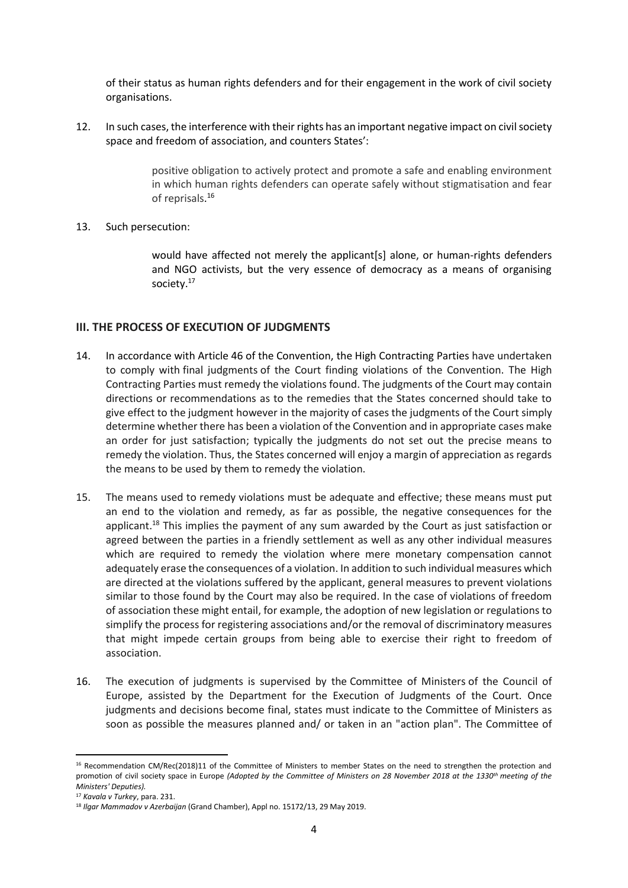of their status as human rights defenders and for their engagement in the work of civil society organisations.

12. In such cases, the interference with their rights has an important negative impact on civil society space and freedom of association, and counters States':

> positive obligation to actively protect and promote a safe and enabling environment in which human rights defenders can operate safely without stigmatisation and fear of reprisals.[16]

13. Such persecution:

> would have affected not merely the applicant[s] alone, or human-rights defenders and NGO activists, but the very essence of democracy as a means of organising society.[17]

## III. THE PROCESS OF EXECUTION OF JUDGMENTS

14. In accordance with Article 46 of the Convention, the High Contracting Parties have undertaken to comply with final judgments of the Court finding violations of the Convention. The High Contracting Parties must remedy the violations found. The judgments of the Court may contain directions or recommendations as to the remedies that the States concerned should take to give effect to the judgment however in the majority of cases the judgments of the Court simply determine whether there has been a violation of the Convention and in appropriate cases make an order for just satisfaction; typically the judgments do not set out the precise means to remedy the violation. Thus, the States concerned will enjoy a margin of appreciation as regards the means to be used by them to remedy the violation.

15. The means used to remedy violations must be adequate and effective; these means must put an end to the violation and remedy, as far as possible, the negative consequences for the applicant.[18] This implies the payment of any sum awarded by the Court as just satisfaction or agreed between the parties in a friendly settlement as well as any other individual measures which are required to remedy the violation where mere monetary compensation cannot adequately erase the consequences of a violation. In addition to such individual measures which are directed at the violations suffered by the applicant, general measures to prevent violations similar to those found by the Court may also be required. In the case of violations of freedom of association these might entail, for example, the adoption of new legislation or regulations to simplify the process for registering associations and/or the removal of discriminatory measures that might impede certain groups from being able to exercise their right to freedom of association.

16. The execution of judgments is supervised by the Committee of Ministers of the Council of Europe, assisted by the Department for the Execution of Judgments of the Court. Once judgments and decisions become final, states must indicate to the Committee of Ministers as soon as possible the measures planned and/ or taken in an "action plan". The Committee of

---

[16] Recommendation CM/Rec(2018)11 of the Committee of Ministers to member States on the need to strengthen the protection and promotion of civil society space in Europe *(Adopted by the Committee of Ministers on 28 November 2018 at the 1330th meeting of the Ministers' Deputies).*

[17] *Kavala v Turkey*, para. 231.

[18] *Ilgar Mammadov v Azerbaijan* (Grand Chamber), Appl no. 15172/13, 29 May 2019.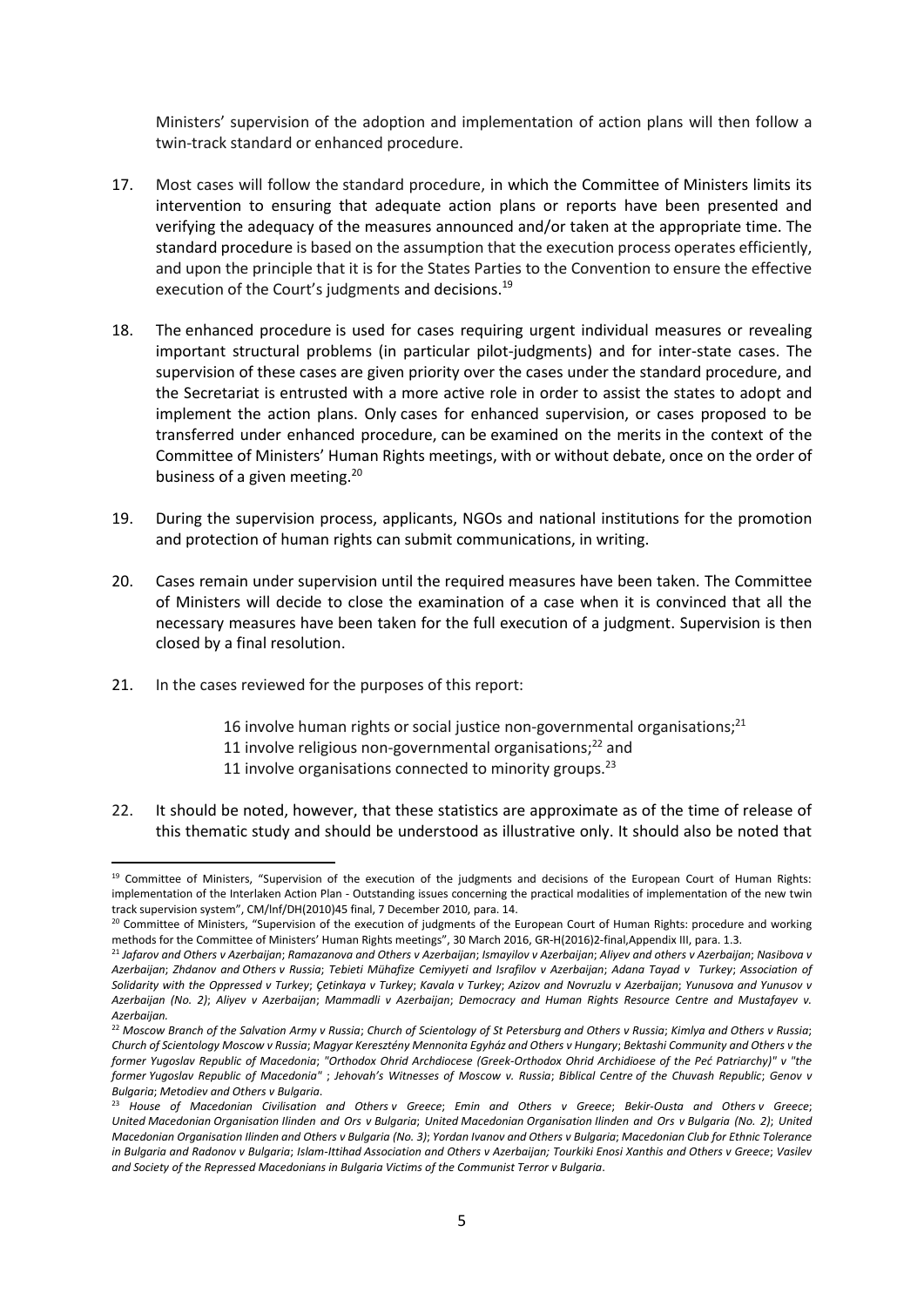Ministers' supervision of the adoption and implementation of action plans will then follow a twin-track standard or enhanced procedure.

17. Most cases will follow the standard procedure, in which the Committee of Ministers limits its intervention to ensuring that adequate action plans or reports have been presented and verifying the adequacy of the measures announced and/or taken at the appropriate time. The standard procedure is based on the assumption that the execution process operates efficiently, and upon the principle that it is for the States Parties to the Convention to ensure the effective execution of the Court's judgments and decisions.[19]

18. The enhanced procedure is used for cases requiring urgent individual measures or revealing important structural problems (in particular pilot-judgments) and for inter-state cases. The supervision of these cases are given priority over the cases under the standard procedure, and the Secretariat is entrusted with a more active role in order to assist the states to adopt and implement the action plans. Only cases for enhanced supervision, or cases proposed to be transferred under enhanced procedure, can be examined on the merits in the context of the Committee of Ministers' Human Rights meetings, with or without debate, once on the order of business of a given meeting.[20]

19. During the supervision process, applicants, NGOs and national institutions for the promotion and protection of human rights can submit communications, in writing.

20. Cases remain under supervision until the required measures have been taken. The Committee of Ministers will decide to close the examination of a case when it is convinced that all the necessary measures have been taken for the full execution of a judgment. Supervision is then closed by a final resolution.

21. In the cases reviewed for the purposes of this report:

    16 involve human rights or social justice non-governmental organisations;[21]
    11 involve religious non-governmental organisations;[22] and
    11 involve organisations connected to minority groups.[23]

22. It should be noted, however, that these statistics are approximate as of the time of release of this thematic study and should be understood as illustrative only. It should also be noted that

---

[19] Committee of Ministers, "Supervision of the execution of the judgments and decisions of the European Court of Human Rights: implementation of the Interlaken Action Plan - Outstanding issues concerning the practical modalities of implementation of the new twin track supervision system", CM/Inf/DH(2010)45 final, 7 December 2010, para. 14.

[20] Committee of Ministers, "Supervision of the execution of judgments of the European Court of Human Rights: procedure and working methods for the Committee of Ministers' Human Rights meetings", 30 March 2016, GR-H(2016)2-final,Appendix III, para. 1.3.

[21] *Jafarov and Others v Azerbaijan*; *Ramazanova and Others v Azerbaijan*; *Ismayilov v Azerbaijan*; *Aliyev and others v Azerbaijan*; *Nasibova v Azerbaijan*; *Zhdanov and Others v Russia*; *Tebieti Mühafize Cemiyyeti and Israfilov v Azerbaijan*; *Adana Tayad v Turkey*; *Association of Solidarity with the Oppressed v Turkey*; *Çetinkaya v Turkey*; *Kavala v Turkey*; *Azizov and Novruzlu v Azerbaijan*; *Yunusova and Yunusov v Azerbaijan (No. 2)*; *Aliyev v Azerbaijan*; *Mammadli v Azerbaijan*; *Democracy and Human Rights Resource Centre and Mustafayev v. Azerbaijan.*

[22] *Moscow Branch of the Salvation Army v Russia*; *Church of Scientology of St Petersburg and Others v Russia*; *Kimlya and Others v Russia*; *Church of Scientology Moscow v Russia*; *Magyar Keresztény Mennonita Egyház and Others v Hungary*; *Bektashi Community and Others v the former Yugoslav Republic of Macedonia*; *"Orthodox Ohrid Archdiocese (Greek-Orthodox Ohrid Archidioese of the Peć Patriarchy)" v "the former Yugoslav Republic of Macedonia"* ; *Jehovah's Witnesses of Moscow v. Russia*; *Biblical Centre of the Chuvash Republic*; *Genov v Bulgaria*; *Metodiev and Others v Bulgaria*.

[23] *House of Macedonian Civilisation and Others v Greece*; *Emin and Others v Greece*; *Bekir-Ousta and Others v Greece*; *United Macedonian Organisation Ilinden and Ors v Bulgaria*; *United Macedonian Organisation Ilinden and Ors v Bulgaria (No. 2)*; *United Macedonian Organisation Ilinden and Others v Bulgaria (No. 3)*; *Yordan Ivanov and Others v Bulgaria*; *Macedonian Club for Ethnic Tolerance in Bulgaria and Radonov v Bulgaria*; *Islam-Ittihad Association and Others v Azerbaijan; Tourkiki Enosi Xanthis and Others v Greece*; *Vasilev and Society of the Repressed Macedonians in Bulgaria Victims of the Communist Terror v Bulgaria*.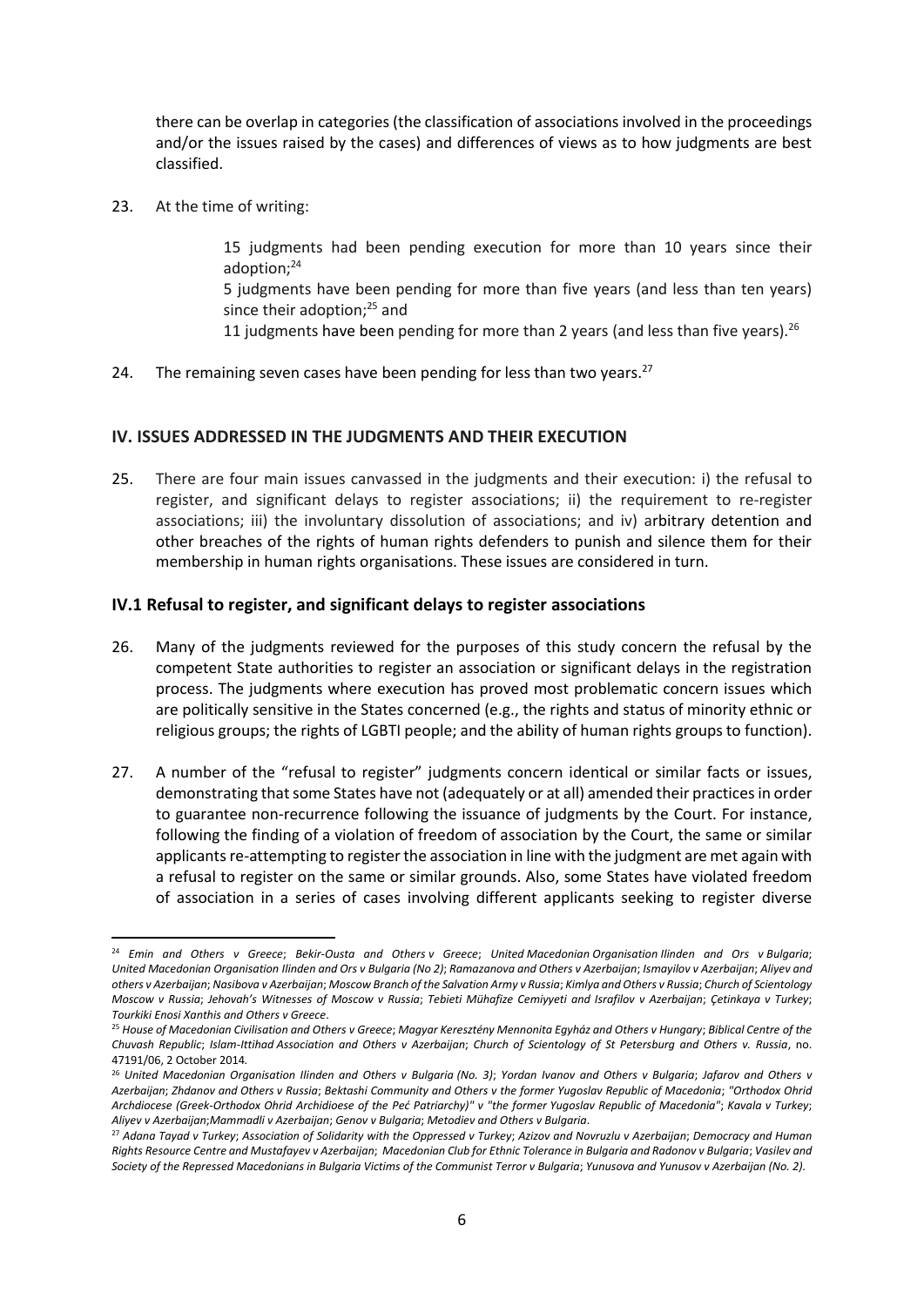there can be overlap in categories (the classification of associations involved in the proceedings and/or the issues raised by the cases) and differences of views as to how judgments are best classified.

23. At the time of writing:

    15 judgments had been pending execution for more than 10 years since their adoption;[24]

    5 judgments have been pending for more than five years (and less than ten years) since their adoption;[25] and

    11 judgments have been pending for more than 2 years (and less than five years).[26]

24. The remaining seven cases have been pending for less than two years.[27]

## IV. ISSUES ADDRESSED IN THE JUDGMENTS AND THEIR EXECUTION

25. There are four main issues canvassed in the judgments and their execution: i) the refusal to register, and significant delays to register associations; ii) the requirement to re-register associations; iii) the involuntary dissolution of associations; and iv) arbitrary detention and other breaches of the rights of human rights defenders to punish and silence them for their membership in human rights organisations. These issues are considered in turn.

### IV.1 Refusal to register, and significant delays to register associations

26. Many of the judgments reviewed for the purposes of this study concern the refusal by the competent State authorities to register an association or significant delays in the registration process. The judgments where execution has proved most problematic concern issues which are politically sensitive in the States concerned (e.g., the rights and status of minority ethnic or religious groups; the rights of LGBTI people; and the ability of human rights groups to function).

27. A number of the "refusal to register" judgments concern identical or similar facts or issues, demonstrating that some States have not (adequately or at all) amended their practices in order to guarantee non-recurrence following the issuance of judgments by the Court. For instance, following the finding of a violation of freedom of association by the Court, the same or similar applicants re-attempting to register the association in line with the judgment are met again with a refusal to register on the same or similar grounds. Also, some States have violated freedom of association in a series of cases involving different applicants seeking to register diverse

---

[24] *Emin and Others v Greece*; *Bekir-Ousta and Others v Greece*; *United Macedonian Organisation Ilinden and Ors v Bulgaria*; *United Macedonian Organisation Ilinden and Ors v Bulgaria (No 2)*; *Ramazanova and Others v Azerbaijan*; *Ismayilov v Azerbaijan*; *Aliyev and others v Azerbaijan*; *Nasibova v Azerbaijan*; *Moscow Branch of the Salvation Army v Russia*; *Kimlya and Others v Russia*; *Church of Scientology Moscow v Russia*; *Jehovah's Witnesses of Moscow v Russia*; *Tebieti Mühafize Cemiyyeti and Israfilov v Azerbaijan*; *Çetinkaya v Turkey*; *Tourkiki Enosi Xanthis and Others v Greece*.

[25] *House of Macedonian Civilisation and Others v Greece*; *Magyar Keresztény Mennonita Egyház and Others v Hungary*; *Biblical Centre of the Chuvash Republic*; *Islam-Ittihad Association and Others v Azerbaijan*; *Church of Scientology of St Petersburg and Others v. Russia*, no. 47191/06, 2 October 2014.

[26] *United Macedonian Organisation Ilinden and Others v Bulgaria (No. 3)*; *Yordan Ivanov and Others v Bulgaria*; *Jafarov and Others v Azerbaijan*; *Zhdanov and Others v Russia*; *Bektashi Community and Others v the former Yugoslav Republic of Macedonia*; *"Orthodox Ohrid Archdiocese (Greek-Orthodox Ohrid Archidioese of the Peć Patriarchy)" v "the former Yugoslav Republic of Macedonia"*; *Kavala v Turkey*; *Aliyev v Azerbaijan*; *Mammadli v Azerbaijan*; *Genov v Bulgaria*; *Metodiev and Others v Bulgaria*.

[27] *Adana Tayad v Turkey*; *Association of Solidarity with the Oppressed v Turkey*; *Azizov and Novruzlu v Azerbaijan*; *Democracy and Human Rights Resource Centre and Mustafayev v Azerbaijan*; *Macedonian Club for Ethnic Tolerance in Bulgaria and Radonov v Bulgaria*; *Vasilev and Society of the Repressed Macedonians in Bulgaria Victims of the Communist Terror v Bulgaria*; *Yunusova and Yunusov v Azerbaijan (No. 2)*.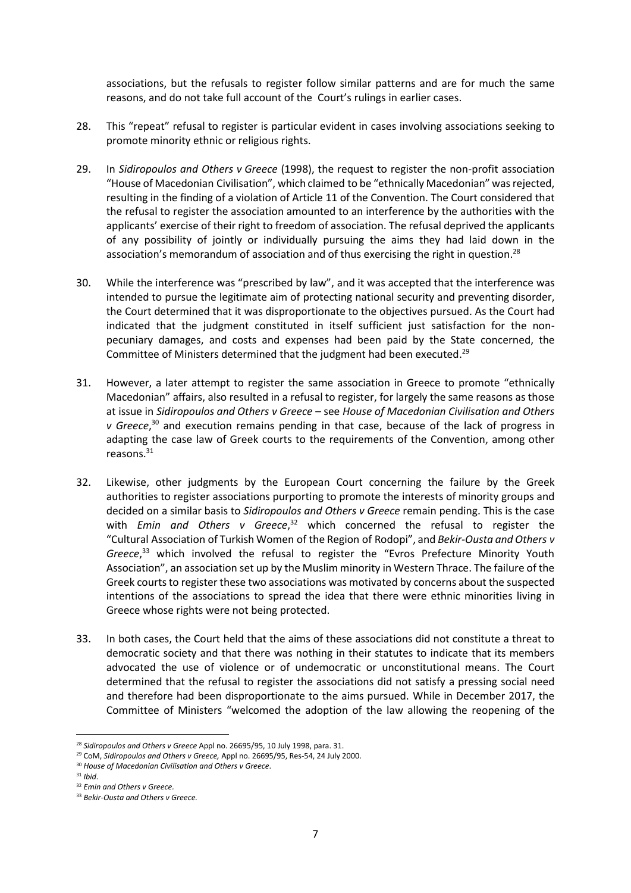associations, but the refusals to register follow similar patterns and are for much the same reasons, and do not take full account of the Court's rulings in earlier cases.

28. This "repeat" refusal to register is particular evident in cases involving associations seeking to promote minority ethnic or religious rights.

29. In *Sidiropoulos and Others v Greece* (1998), the request to register the non-profit association "House of Macedonian Civilisation", which claimed to be "ethnically Macedonian" was rejected, resulting in the finding of a violation of Article 11 of the Convention. The Court considered that the refusal to register the association amounted to an interference by the authorities with the applicants' exercise of their right to freedom of association. The refusal deprived the applicants of any possibility of jointly or individually pursuing the aims they had laid down in the association's memorandum of association and of thus exercising the right in question.[28]

30. While the interference was "prescribed by law", and it was accepted that the interference was intended to pursue the legitimate aim of protecting national security and preventing disorder, the Court determined that it was disproportionate to the objectives pursued. As the Court had indicated that the judgment constituted in itself sufficient just satisfaction for the non-pecuniary damages, and costs and expenses had been paid by the State concerned, the Committee of Ministers determined that the judgment had been executed.[29]

31. However, a later attempt to register the same association in Greece to promote "ethnically Macedonian" affairs, also resulted in a refusal to register, for largely the same reasons as those at issue in *Sidiropoulos and Others v Greece* – see *House of Macedonian Civilisation and Others v Greece*,[30] and execution remains pending in that case, because of the lack of progress in adapting the case law of Greek courts to the requirements of the Convention, among other reasons.[31]

32. Likewise, other judgments by the European Court concerning the failure by the Greek authorities to register associations purporting to promote the interests of minority groups and decided on a similar basis to *Sidiropoulos and Others v Greece* remain pending. This is the case with *Emin and Others v Greece*,[32] which concerned the refusal to register the "Cultural Association of Turkish Women of the Region of Rodopi", and *Bekir-Ousta and Others v Greece*,[33] which involved the refusal to register the "Evros Prefecture Minority Youth Association", an association set up by the Muslim minority in Western Thrace. The failure of the Greek courts to register these two associations was motivated by concerns about the suspected intentions of the associations to spread the idea that there were ethnic minorities living in Greece whose rights were not being protected.

33. In both cases, the Court held that the aims of these associations did not constitute a threat to democratic society and that there was nothing in their statutes to indicate that its members advocated the use of violence or of undemocratic or unconstitutional means. The Court determined that the refusal to register the associations did not satisfy a pressing social need and therefore had been disproportionate to the aims pursued. While in December 2017, the Committee of Ministers "welcomed the adoption of the law allowing the reopening of the

---

[28] *Sidiropoulos and Others v Greece* Appl no. 26695/95, 10 July 1998, para. 31.

[29] CoM, *Sidiropoulos and Others v Greece,* Appl no. 26695/95, Res-54, 24 July 2000.

[30] *House of Macedonian Civilisation and Others v Greece*.

[31] *Ibid*.

[32] *Emin and Others v Greece.*

[33] *Bekir-Ousta and Others v Greece.*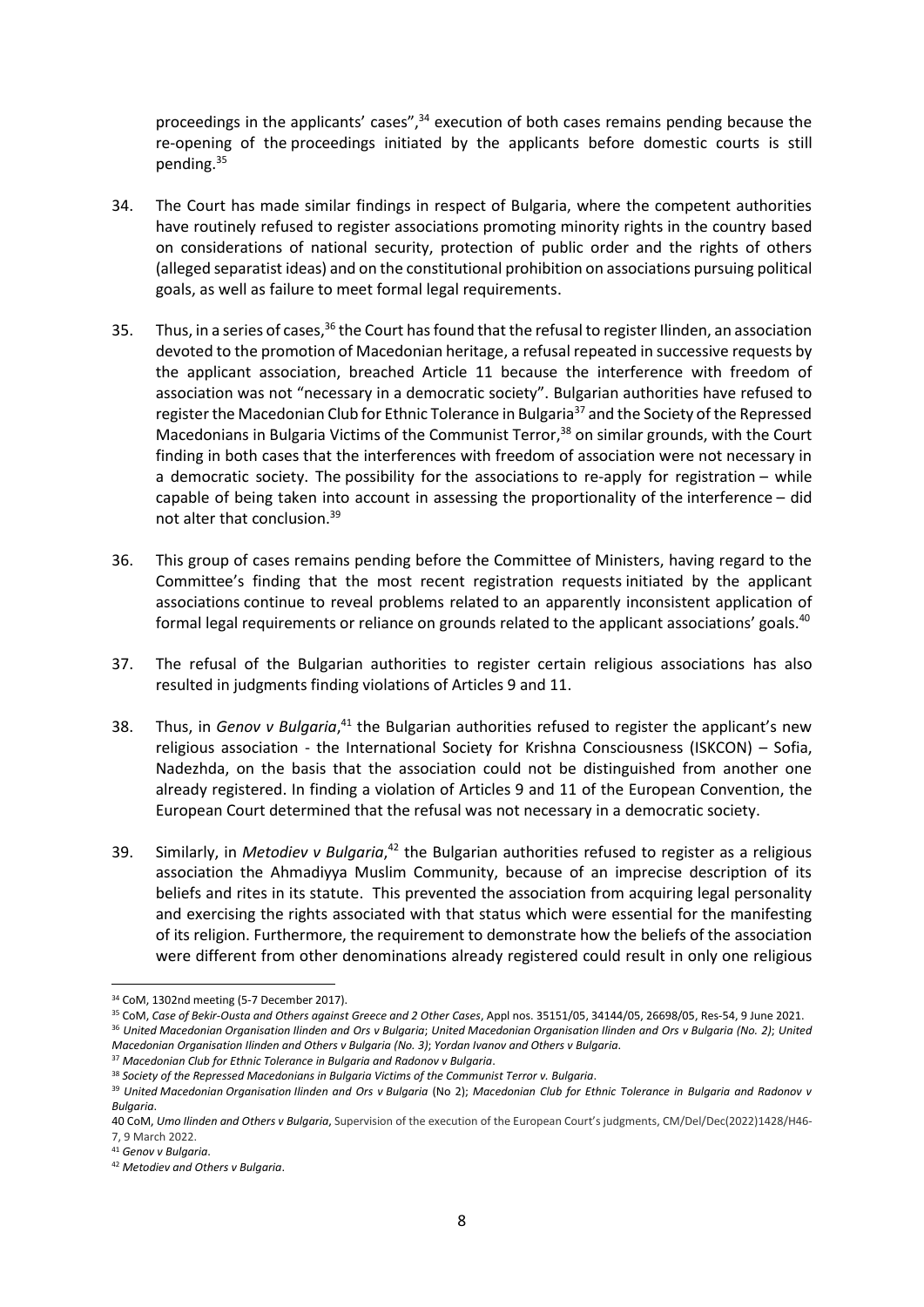proceedings in the applicants' cases",[34] execution of both cases remains pending because the re-opening of the proceedings initiated by the applicants before domestic courts is still pending.[35]

34. The Court has made similar findings in respect of Bulgaria, where the competent authorities have routinely refused to register associations promoting minority rights in the country based on considerations of national security, protection of public order and the rights of others (alleged separatist ideas) and on the constitutional prohibition on associations pursuing political goals, as well as failure to meet formal legal requirements.

35. Thus, in a series of cases,[36] the Court has found that the refusal to register Ilinden, an association devoted to the promotion of Macedonian heritage, a refusal repeated in successive requests by the applicant association, breached Article 11 because the interference with freedom of association was not "necessary in a democratic society". Bulgarian authorities have refused to register the Macedonian Club for Ethnic Tolerance in Bulgaria[37] and the Society of the Repressed Macedonians in Bulgaria Victims of the Communist Terror,[38] on similar grounds, with the Court finding in both cases that the interferences with freedom of association were not necessary in a democratic society. The possibility for the associations to re-apply for registration – while capable of being taken into account in assessing the proportionality of the interference – did not alter that conclusion.[39]

36. This group of cases remains pending before the Committee of Ministers, having regard to the Committee's finding that the most recent registration requests initiated by the applicant associations continue to reveal problems related to an apparently inconsistent application of formal legal requirements or reliance on grounds related to the applicant associations' goals.[40]

37. The refusal of the Bulgarian authorities to register certain religious associations has also resulted in judgments finding violations of Articles 9 and 11.

38. Thus, in *Genov v Bulgaria*,[41] the Bulgarian authorities refused to register the applicant's new religious association - the International Society for Krishna Consciousness (ISKCON) – Sofia, Nadezhda, on the basis that the association could not be distinguished from another one already registered. In finding a violation of Articles 9 and 11 of the European Convention, the European Court determined that the refusal was not necessary in a democratic society.

39. Similarly, in *Metodiev v Bulgaria*,[42] the Bulgarian authorities refused to register as a religious association the Ahmadiyya Muslim Community, because of an imprecise description of its beliefs and rites in its statute. This prevented the association from acquiring legal personality and exercising the rights associated with that status which were essential for the manifesting of its religion. Furthermore, the requirement to demonstrate how the beliefs of the association were different from other denominations already registered could result in only one religious

---

[34] CoM, 1302nd meeting (5-7 December 2017).

[35] CoM, *Case of Bekir-Ousta and Others against Greece and 2 Other Cases*, Appl nos. 35151/05, 34144/05, 26698/05, Res-54, 9 June 2021.

[36] *United Macedonian Organisation Ilinden and Ors v Bulgaria*; *United Macedonian Organisation Ilinden and Ors v Bulgaria (No. 2)*; *United Macedonian Organisation Ilinden and Others v Bulgaria (No. 3)*; *Yordan Ivanov and Others v Bulgaria*.

[37] *Macedonian Club for Ethnic Tolerance in Bulgaria and Radonov v Bulgaria*.

[38] *Society of the Repressed Macedonians in Bulgaria Victims of the Communist Terror v. Bulgaria*.

[39] *United Macedonian Organisation Ilinden and Ors v Bulgaria* (No 2); *Macedonian Club for Ethnic Tolerance in Bulgaria and Radonov v Bulgaria*.

[40] CoM, *Umo Ilinden and Others v Bulgaria*, Supervision of the execution of the European Court's judgments, CM/Del/Dec(2022)1428/H46-7, 9 March 2022.

[41] *Genov v Bulgaria*.

[42] *Metodiev and Others v Bulgaria*.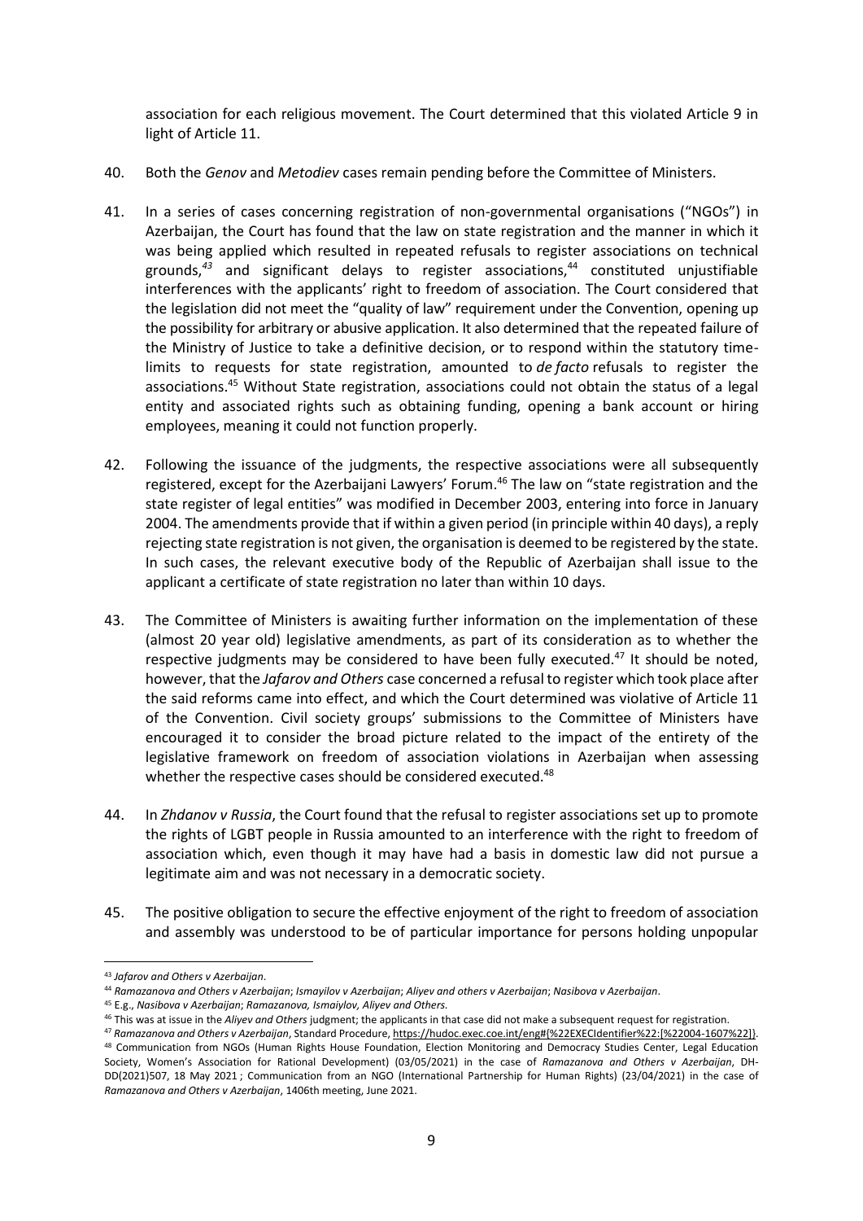association for each religious movement. The Court determined that this violated Article 9 in light of Article 11.

40. Both the *Genov* and *Metodiev* cases remain pending before the Committee of Ministers.

41. In a series of cases concerning registration of non-governmental organisations ("NGOs") in Azerbaijan, the Court has found that the law on state registration and the manner in which it was being applied which resulted in repeated refusals to register associations on technical grounds,[43] and significant delays to register associations,[44] constituted unjustifiable interferences with the applicants' right to freedom of association. The Court considered that the legislation did not meet the "quality of law" requirement under the Convention, opening up the possibility for arbitrary or abusive application. It also determined that the repeated failure of the Ministry of Justice to take a definitive decision, or to respond within the statutory time-limits to requests for state registration, amounted to *de facto* refusals to register the associations.[45] Without State registration, associations could not obtain the status of a legal entity and associated rights such as obtaining funding, opening a bank account or hiring employees, meaning it could not function properly.

42. Following the issuance of the judgments, the respective associations were all subsequently registered, except for the Azerbaijani Lawyers' Forum.[46] The law on "state registration and the state register of legal entities" was modified in December 2003, entering into force in January 2004. The amendments provide that if within a given period (in principle within 40 days), a reply rejecting state registration is not given, the organisation is deemed to be registered by the state. In such cases, the relevant executive body of the Republic of Azerbaijan shall issue to the applicant a certificate of state registration no later than within 10 days.

43. The Committee of Ministers is awaiting further information on the implementation of these (almost 20 year old) legislative amendments, as part of its consideration as to whether the respective judgments may be considered to have been fully executed.[47] It should be noted, however, that the *Jafarov and Others* case concerned a refusal to register which took place after the said reforms came into effect, and which the Court determined was violative of Article 11 of the Convention. Civil society groups' submissions to the Committee of Ministers have encouraged it to consider the broad picture related to the impact of the entirety of the legislative framework on freedom of association violations in Azerbaijan when assessing whether the respective cases should be considered executed.[48]

44. In *Zhdanov v Russia*, the Court found that the refusal to register associations set up to promote the rights of LGBT people in Russia amounted to an interference with the right to freedom of association which, even though it may have had a basis in domestic law did not pursue a legitimate aim and was not necessary in a democratic society.

45. The positive obligation to secure the effective enjoyment of the right to freedom of association and assembly was understood to be of particular importance for persons holding unpopular

---

[43] *Jafarov and Others v Azerbaijan*.

[44] *Ramazanova and Others v Azerbaijan*; *Ismayilov v Azerbaijan*; *Aliyev and others v Azerbaijan*; *Nasibova v Azerbaijan*.

[45] E.g., *Nasibova v Azerbaijan*; *Ramazanova, Ismaiylov, Aliyev and Others.*

[46] This was at issue in the *Aliyev and Others* judgment; the applicants in that case did not make a subsequent request for registration.

[47] *Ramazanova and Others v Azerbaijan*, Standard Procedure, https://hudoc.exec.coe.int/eng#{%22EXECIdentifier%22:[%22004-1607%22]}.

[48] Communication from NGOs (Human Rights House Foundation, Election Monitoring and Democracy Studies Center, Legal Education Society, Women's Association for Rational Development) (03/05/2021) in the case of *Ramazanova and Others v Azerbaijan*, DH-DD(2021)507, 18 May 2021 ; Communication from an NGO (International Partnership for Human Rights) (23/04/2021) in the case of *Ramazanova and Others v Azerbaijan*, 1406th meeting, June 2021.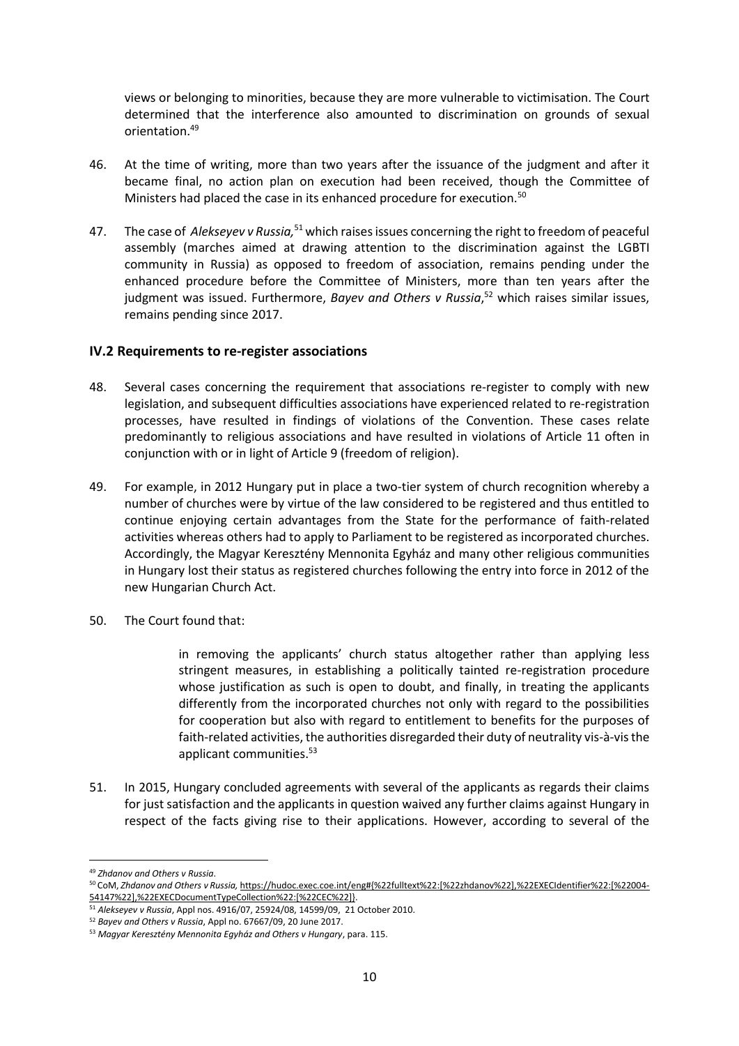views or belonging to minorities, because they are more vulnerable to victimisation. The Court determined that the interference also amounted to discrimination on grounds of sexual orientation.[49]

46. At the time of writing, more than two years after the issuance of the judgment and after it became final, no action plan on execution had been received, though the Committee of Ministers had placed the case in its enhanced procedure for execution.[50]

47. The case of *Alekseyev v Russia,*[51] which raises issues concerning the right to freedom of peaceful assembly (marches aimed at drawing attention to the discrimination against the LGBTI community in Russia) as opposed to freedom of association, remains pending under the enhanced procedure before the Committee of Ministers, more than ten years after the judgment was issued. Furthermore, *Bayev and Others v Russia*,[52] which raises similar issues, remains pending since 2017.

### IV.2 Requirements to re-register associations

48. Several cases concerning the requirement that associations re-register to comply with new legislation, and subsequent difficulties associations have experienced related to re-registration processes, have resulted in findings of violations of the Convention. These cases relate predominantly to religious associations and have resulted in violations of Article 11 often in conjunction with or in light of Article 9 (freedom of religion).

49. For example, in 2012 Hungary put in place a two-tier system of church recognition whereby a number of churches were by virtue of the law considered to be registered and thus entitled to continue enjoying certain advantages from the State for the performance of faith-related activities whereas others had to apply to Parliament to be registered as incorporated churches. Accordingly, the Magyar Keresztény Mennonita Egyház and many other religious communities in Hungary lost their status as registered churches following the entry into force in 2012 of the new Hungarian Church Act.

50. The Court found that:

> in removing the applicants' church status altogether rather than applying less stringent measures, in establishing a politically tainted re-registration procedure whose justification as such is open to doubt, and finally, in treating the applicants differently from the incorporated churches not only with regard to the possibilities for cooperation but also with regard to entitlement to benefits for the purposes of faith-related activities, the authorities disregarded their duty of neutrality vis-à-vis the applicant communities.[53]

51. In 2015, Hungary concluded agreements with several of the applicants as regards their claims for just satisfaction and the applicants in question waived any further claims against Hungary in respect of the facts giving rise to their applications. However, according to several of the

---

[49] *Zhdanov and Others v Russia*.

[50] CoM, *Zhdanov and Others v Russia,* https://hudoc.exec.coe.int/eng#{%22fulltext%22:[%22zhdanov%22],%22EXECIdentifier%22:[%22004-54147%22],%22EXECDocumentTypeCollection%22:[%22CEC%22]}.

[51] *Alekseyev v Russia*, Appl nos. 4916/07, 25924/08, 14599/09, 21 October 2010.

[52] *Bayev and Others v Russia*, Appl no. 67667/09, 20 June 2017.

[53] *Magyar Keresztény Mennonita Egyház and Others v Hungary*, para. 115.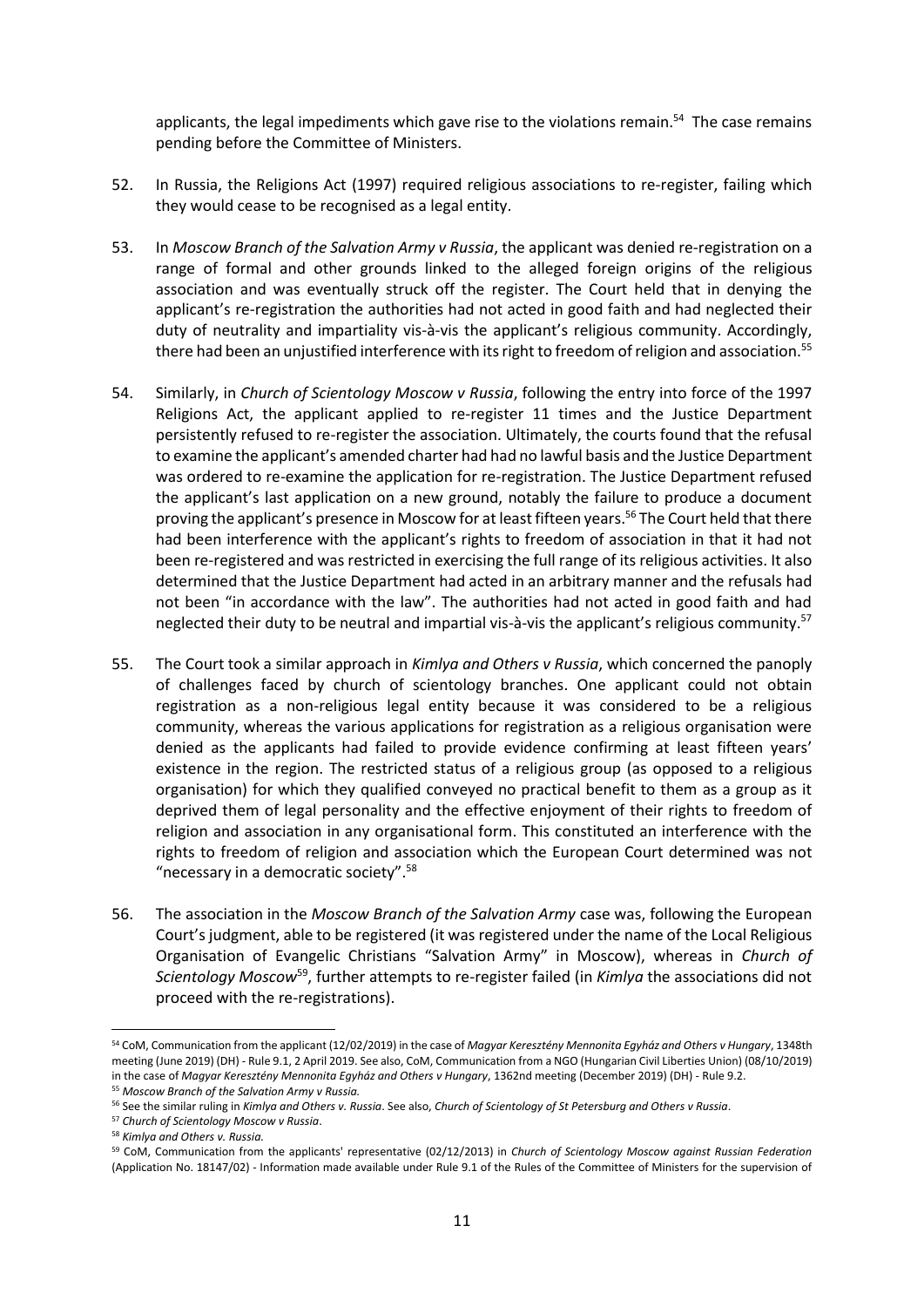applicants, the legal impediments which gave rise to the violations remain.[54] The case remains pending before the Committee of Ministers.

52. In Russia, the Religions Act (1997) required religious associations to re-register, failing which they would cease to be recognised as a legal entity.

53. In *Moscow Branch of the Salvation Army v Russia*, the applicant was denied re-registration on a range of formal and other grounds linked to the alleged foreign origins of the religious association and was eventually struck off the register. The Court held that in denying the applicant's re-registration the authorities had not acted in good faith and had neglected their duty of neutrality and impartiality vis-à-vis the applicant's religious community. Accordingly, there had been an unjustified interference with its right to freedom of religion and association.[55]

54. Similarly, in *Church of Scientology Moscow v Russia*, following the entry into force of the 1997 Religions Act, the applicant applied to re-register 11 times and the Justice Department persistently refused to re-register the association. Ultimately, the courts found that the refusal to examine the applicant's amended charter had had no lawful basis and the Justice Department was ordered to re-examine the application for re-registration. The Justice Department refused the applicant's last application on a new ground, notably the failure to produce a document proving the applicant's presence in Moscow for at least fifteen years.[56] The Court held that there had been interference with the applicant's rights to freedom of association in that it had not been re-registered and was restricted in exercising the full range of its religious activities. It also determined that the Justice Department had acted in an arbitrary manner and the refusals had not been "in accordance with the law". The authorities had not acted in good faith and had neglected their duty to be neutral and impartial vis-à-vis the applicant's religious community.[57]

55. The Court took a similar approach in *Kimlya and Others v Russia*, which concerned the panoply of challenges faced by church of scientology branches. One applicant could not obtain registration as a non-religious legal entity because it was considered to be a religious community, whereas the various applications for registration as a religious organisation were denied as the applicants had failed to provide evidence confirming at least fifteen years' existence in the region. The restricted status of a religious group (as opposed to a religious organisation) for which they qualified conveyed no practical benefit to them as a group as it deprived them of legal personality and the effective enjoyment of their rights to freedom of religion and association in any organisational form. This constituted an interference with the rights to freedom of religion and association which the European Court determined was not "necessary in a democratic society".[58]

56. The association in the *Moscow Branch of the Salvation Army* case was, following the European Court's judgment, able to be registered (it was registered under the name of the Local Religious Organisation of Evangelic Christians "Salvation Army" in Moscow), whereas in *Church of Scientology Moscow*[59], further attempts to re-register failed (in *Kimlya* the associations did not proceed with the re-registrations).

---

[54] CoM, Communication from the applicant (12/02/2019) in the case of *Magyar Keresztény Mennonita Egyház and Others v Hungary*, 1348th meeting (June 2019) (DH) - Rule 9.1, 2 April 2019. See also, CoM, Communication from a NGO (Hungarian Civil Liberties Union) (08/10/2019) in the case of *Magyar Keresztény Mennonita Egyház and Others v Hungary*, 1362nd meeting (December 2019) (DH) - Rule 9.2.

[55] *Moscow Branch of the Salvation Army v Russia.*

[56] See the similar ruling in *Kimlya and Others v. Russia*. See also, *Church of Scientology of St Petersburg and Others v Russia*.

[57] *Church of Scientology Moscow v Russia*.

[58] *Kimlya and Others v. Russia.*

[59] CoM, Communication from the applicants' representative (02/12/2013) in *Church of Scientology Moscow against Russian Federation* (Application No. 18147/02) - Information made available under Rule 9.1 of the Rules of the Committee of Ministers for the supervision of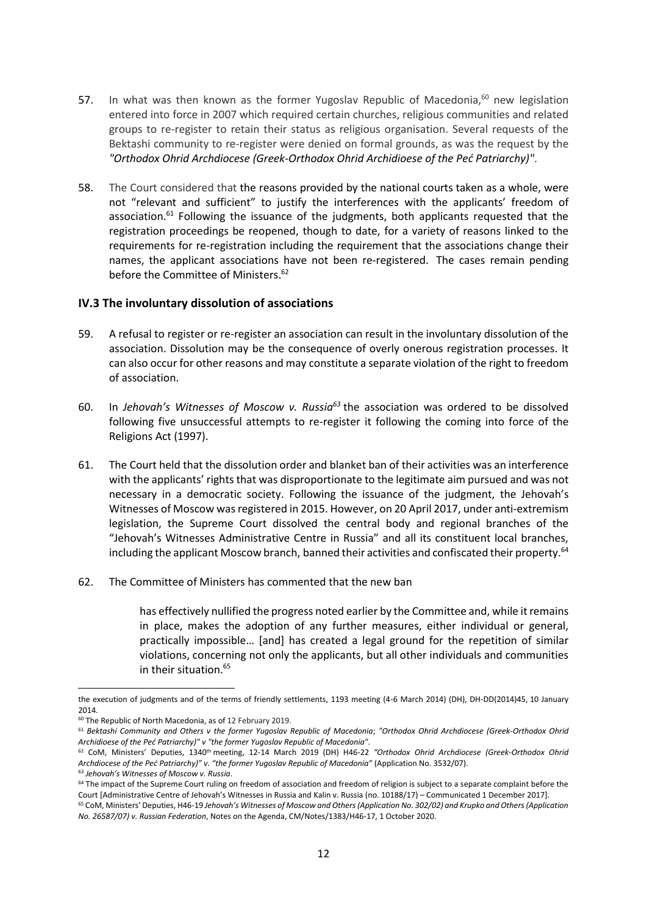57. In what was then known as the former Yugoslav Republic of Macedonia,[60] new legislation entered into force in 2007 which required certain churches, religious communities and related groups to re-register to retain their status as religious organisation. Several requests of the Bektashi community to re-register were denied on formal grounds, as was the request by the *"Orthodox Ohrid Archdiocese (Greek-Orthodox Ohrid Archidioese of the Peć Patriarchy)"*.

58. The Court considered that the reasons provided by the national courts taken as a whole, were not "relevant and sufficient" to justify the interferences with the applicants' freedom of association.[61] Following the issuance of the judgments, both applicants requested that the registration proceedings be reopened, though to date, for a variety of reasons linked to the requirements for re-registration including the requirement that the associations change their names, the applicant associations have not been re-registered. The cases remain pending before the Committee of Ministers.[62]

### IV.3 The involuntary dissolution of associations

59. A refusal to register or re-register an association can result in the involuntary dissolution of the association. Dissolution may be the consequence of overly onerous registration processes. It can also occur for other reasons and may constitute a separate violation of the right to freedom of association.

60. In *Jehovah's Witnesses of Moscow v. Russia*[63] the association was ordered to be dissolved following five unsuccessful attempts to re-register it following the coming into force of the Religions Act (1997).

61. The Court held that the dissolution order and blanket ban of their activities was an interference with the applicants' rights that was disproportionate to the legitimate aim pursued and was not necessary in a democratic society. Following the issuance of the judgment, the Jehovah's Witnesses of Moscow was registered in 2015. However, on 20 April 2017, under anti-extremism legislation, the Supreme Court dissolved the central body and regional branches of the "Jehovah's Witnesses Administrative Centre in Russia" and all its constituent local branches, including the applicant Moscow branch, banned their activities and confiscated their property.[64]

62. The Committee of Ministers has commented that the new ban

> has effectively nullified the progress noted earlier by the Committee and, while it remains in place, makes the adoption of any further measures, either individual or general, practically impossible… [and] has created a legal ground for the repetition of similar violations, concerning not only the applicants, but all other individuals and communities in their situation.[65]

---

the execution of judgments and of the terms of friendly settlements, 1193 meeting (4-6 March 2014) (DH), DH-DD(2014)45, 10 January 2014.

[60] The Republic of North Macedonia, as of 12 February 2019.

[61] *Bektashi Community and Others v the former Yugoslav Republic of Macedonia*; *"Orthodox Ohrid Archdiocese (Greek-Orthodox Ohrid Archidioese of the Peć Patriarchy)" v "the former Yugoslav Republic of Macedonia"*.

[62] CoM, Ministers' Deputies, 1340th meeting, 12-14 March 2019 (DH) H46-22 *"Orthodox Ohrid Archdiocese (Greek-Orthodox Ohrid Archdiocese of the Peć Patriarchy)" v. "the former Yugoslav Republic of Macedonia"* (Application No. 3532/07).

[63] *Jehovah's Witnesses of Moscow v. Russia*.

[64] The impact of the Supreme Court ruling on freedom of association and freedom of religion is subject to a separate complaint before the Court [Administrative Centre of Jehovah's Witnesses in Russia and Kalin v. Russia (no. 10188/17) – Communicated 1 December 2017].

[65] CoM, Ministers' Deputies, H46-19 *Jehovah's Witnesses of Moscow and Others (Application No. 302/02) and Krupko and Others (Application No. 26587/07) v. Russian Federation*, Notes on the Agenda, CM/Notes/1383/H46-17, 1 October 2020.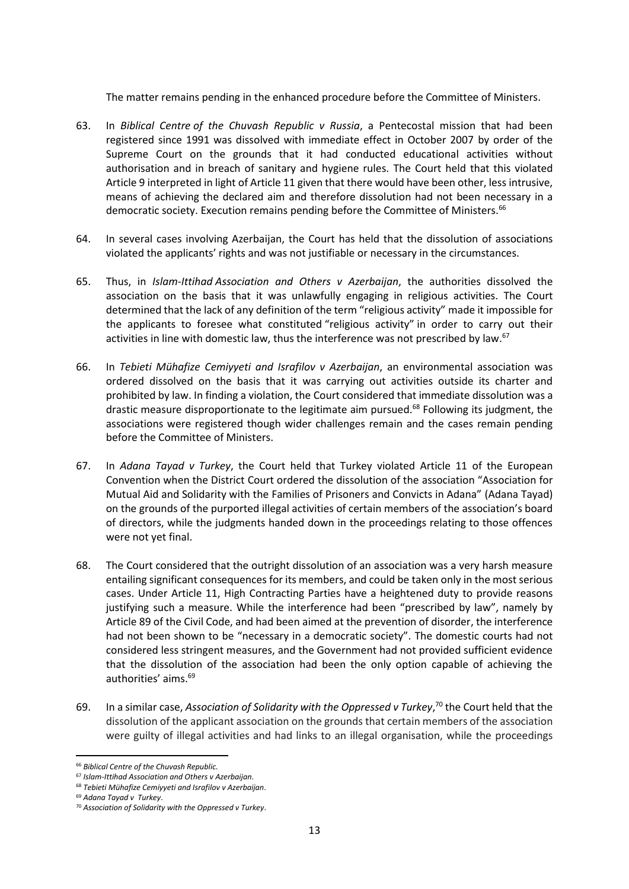The matter remains pending in the enhanced procedure before the Committee of Ministers.

63. In *Biblical Centre of the Chuvash Republic v Russia*, a Pentecostal mission that had been registered since 1991 was dissolved with immediate effect in October 2007 by order of the Supreme Court on the grounds that it had conducted educational activities without authorisation and in breach of sanitary and hygiene rules. The Court held that this violated Article 9 interpreted in light of Article 11 given that there would have been other, less intrusive, means of achieving the declared aim and therefore dissolution had not been necessary in a democratic society. Execution remains pending before the Committee of Ministers.[66]

64. In several cases involving Azerbaijan, the Court has held that the dissolution of associations violated the applicants' rights and was not justifiable or necessary in the circumstances.

65. Thus, in *Islam-Ittihad Association and Others v Azerbaijan*, the authorities dissolved the association on the basis that it was unlawfully engaging in religious activities. The Court determined that the lack of any definition of the term "religious activity" made it impossible for the applicants to foresee what constituted "religious activity" in order to carry out their activities in line with domestic law, thus the interference was not prescribed by law.[67]

66. In *Tebieti Mühafize Cemiyyeti and Israfilov v Azerbaijan*, an environmental association was ordered dissolved on the basis that it was carrying out activities outside its charter and prohibited by law. In finding a violation, the Court considered that immediate dissolution was a drastic measure disproportionate to the legitimate aim pursued.[68] Following its judgment, the associations were registered though wider challenges remain and the cases remain pending before the Committee of Ministers.

67. In *Adana Tayad v Turkey*, the Court held that Turkey violated Article 11 of the European Convention when the District Court ordered the dissolution of the association "Association for Mutual Aid and Solidarity with the Families of Prisoners and Convicts in Adana" (Adana Tayad) on the grounds of the purported illegal activities of certain members of the association's board of directors, while the judgments handed down in the proceedings relating to those offences were not yet final.

68. The Court considered that the outright dissolution of an association was a very harsh measure entailing significant consequences for its members, and could be taken only in the most serious cases. Under Article 11, High Contracting Parties have a heightened duty to provide reasons justifying such a measure. While the interference had been "prescribed by law", namely by Article 89 of the Civil Code, and had been aimed at the prevention of disorder, the interference had not been shown to be "necessary in a democratic society". The domestic courts had not considered less stringent measures, and the Government had not provided sufficient evidence that the dissolution of the association had been the only option capable of achieving the authorities' aims.[69]

69. In a similar case, *Association of Solidarity with the Oppressed v Turkey*,[70] the Court held that the dissolution of the applicant association on the grounds that certain members of the association were guilty of illegal activities and had links to an illegal organisation, while the proceedings

---

[66] *Biblical Centre of the Chuvash Republic.*

[67] *Islam-Ittihad Association and Others v Azerbaijan.*

[68] *Tebieti Mühafize Cemiyyeti and Israfilov v Azerbaijan.*

[69] *Adana Tayad v Turkey.*

[70] *Association of Solidarity with the Oppressed v Turkey.*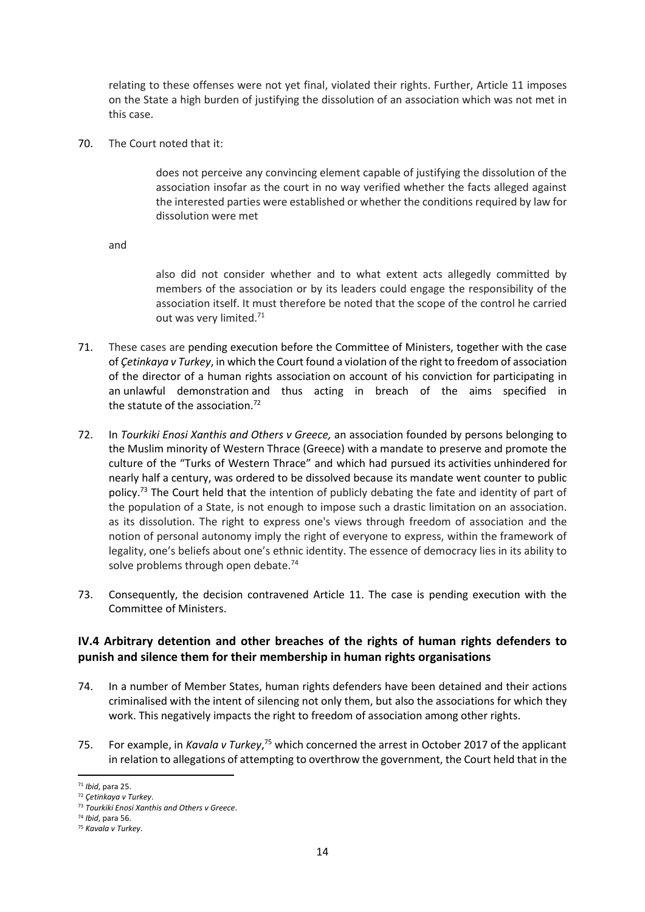relating to these offenses were not yet final, violated their rights. Further, Article 11 imposes on the State a high burden of justifying the dissolution of an association which was not met in this case.

70. The Court noted that it:

> does not perceive any convincing element capable of justifying the dissolution of the association insofar as the court in no way verified whether the facts alleged against the interested parties were established or whether the conditions required by law for dissolution were met

and

> also did not consider whether and to what extent acts allegedly committed by members of the association or by its leaders could engage the responsibility of the association itself. It must therefore be noted that the scope of the control he carried out was very limited.[71]

71. These cases are pending execution before the Committee of Ministers, together with the case of *Çetinkaya v Turkey*, in which the Court found a violation of the right to freedom of association of the director of a human rights association on account of his conviction for participating in an unlawful demonstration and thus acting in breach of the aims specified in the statute of the association.[72]

72. In *Tourkiki Enosi Xanthis and Others v Greece,* an association founded by persons belonging to the Muslim minority of Western Thrace (Greece) with a mandate to preserve and promote the culture of the "Turks of Western Thrace" and which had pursued its activities unhindered for nearly half a century, was ordered to be dissolved because its mandate went counter to public policy.[73] The Court held that the intention of publicly debating the fate and identity of part of the population of a State, is not enough to impose such a drastic limitation on an association. as its dissolution. The right to express one's views through freedom of association and the notion of personal autonomy imply the right of everyone to express, within the framework of legality, one's beliefs about one's ethnic identity. The essence of democracy lies in its ability to solve problems through open debate.[74]

73. Consequently, the decision contravened Article 11. The case is pending execution with the Committee of Ministers.

## IV.4 Arbitrary detention and other breaches of the rights of human rights defenders to punish and silence them for their membership in human rights organisations

74. In a number of Member States, human rights defenders have been detained and their actions criminalised with the intent of silencing not only them, but also the associations for which they work. This negatively impacts the right to freedom of association among other rights.

75. For example, in *Kavala v Turkey*,[75] which concerned the arrest in October 2017 of the applicant in relation to allegations of attempting to overthrow the government, the Court held that in the

---

[71] *Ibid*, para 25.

[72] *Çetinkaya v Turkey*.

[73] *Tourkiki Enosi Xanthis and Others v Greece*.

[74] *Ibid*, para 56.

[75] *Kavala v Turkey*.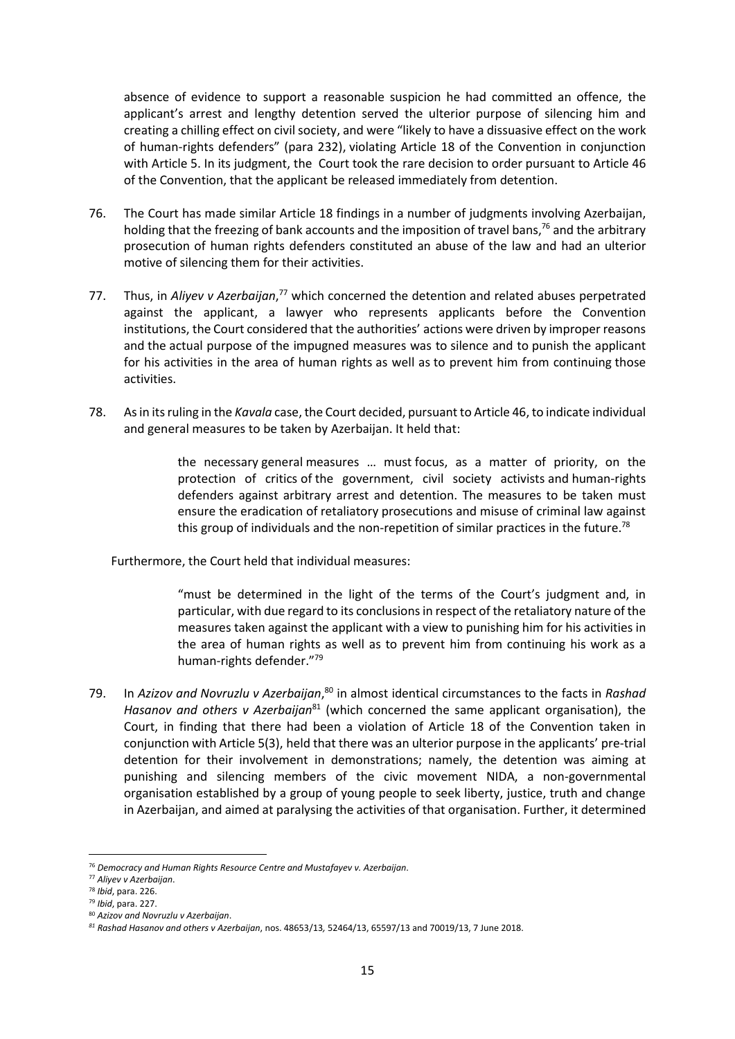absence of evidence to support a reasonable suspicion he had committed an offence, the applicant's arrest and lengthy detention served the ulterior purpose of silencing him and creating a chilling effect on civil society, and were "likely to have a dissuasive effect on the work of human-rights defenders" (para 232), violating Article 18 of the Convention in conjunction with Article 5. In its judgment, the Court took the rare decision to order pursuant to Article 46 of the Convention, that the applicant be released immediately from detention.

76. The Court has made similar Article 18 findings in a number of judgments involving Azerbaijan, holding that the freezing of bank accounts and the imposition of travel bans,[76] and the arbitrary prosecution of human rights defenders constituted an abuse of the law and had an ulterior motive of silencing them for their activities.

77. Thus, in *Aliyev v Azerbaijan*,[77] which concerned the detention and related abuses perpetrated against the applicant, a lawyer who represents applicants before the Convention institutions, the Court considered that the authorities' actions were driven by improper reasons and the actual purpose of the impugned measures was to silence and to punish the applicant for his activities in the area of human rights as well as to prevent him from continuing those activities.

78. As in its ruling in the *Kavala* case, the Court decided, pursuant to Article 46, to indicate individual and general measures to be taken by Azerbaijan. It held that:

> the necessary general measures … must focus, as a matter of priority, on the protection of critics of the government, civil society activists and human-rights defenders against arbitrary arrest and detention. The measures to be taken must ensure the eradication of retaliatory prosecutions and misuse of criminal law against this group of individuals and the non-repetition of similar practices in the future.[78]

Furthermore, the Court held that individual measures:

> "must be determined in the light of the terms of the Court's judgment and, in particular, with due regard to its conclusions in respect of the retaliatory nature of the measures taken against the applicant with a view to punishing him for his activities in the area of human rights as well as to prevent him from continuing his work as a human-rights defender."[79]

79. In *Azizov and Novruzlu v Azerbaijan*,[80] in almost identical circumstances to the facts in *Rashad Hasanov and others v Azerbaijan*[81] (which concerned the same applicant organisation), the Court, in finding that there had been a violation of Article 18 of the Convention taken in conjunction with Article 5(3), held that there was an ulterior purpose in the applicants' pre-trial detention for their involvement in demonstrations; namely, the detention was aiming at punishing and silencing members of the civic movement NIDA, a non-governmental organisation established by a group of young people to seek liberty, justice, truth and change in Azerbaijan, and aimed at paralysing the activities of that organisation. Further, it determined

---

[76] *Democracy and Human Rights Resource Centre and Mustafayev v. Azerbaijan*.

[77] *Aliyev v Azerbaijan*.

[78] *Ibid*, para. 226.

[79] *Ibid*, para. 227.

[80] *Azizov and Novruzlu v Azerbaijan*.

[81] *Rashad Hasanov and others v Azerbaijan*, nos. 48653/13, 52464/13, 65597/13 and 70019/13, 7 June 2018.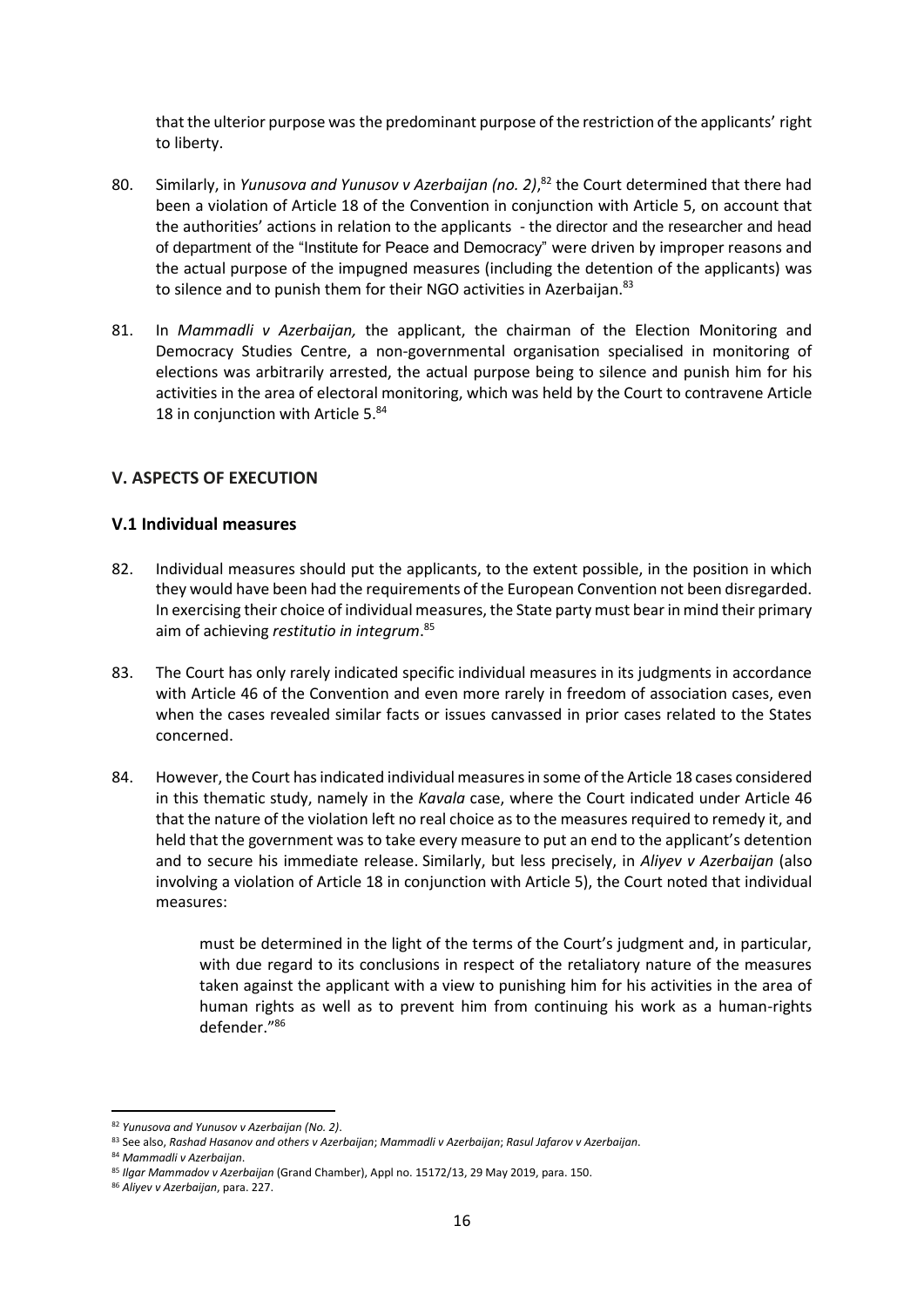that the ulterior purpose was the predominant purpose of the restriction of the applicants' right to liberty.

80. Similarly, in *Yunusova and Yunusov v Azerbaijan (no. 2)*,[82] the Court determined that there had been a violation of Article 18 of the Convention in conjunction with Article 5, on account that the authorities' actions in relation to the applicants - the director and the researcher and head of department of the "Institute for Peace and Democracy" were driven by improper reasons and the actual purpose of the impugned measures (including the detention of the applicants) was to silence and to punish them for their NGO activities in Azerbaijan.[83]

81. In *Mammadli v Azerbaijan,* the applicant, the chairman of the Election Monitoring and Democracy Studies Centre, a non-governmental organisation specialised in monitoring of elections was arbitrarily arrested, the actual purpose being to silence and punish him for his activities in the area of electoral monitoring, which was held by the Court to contravene Article 18 in conjunction with Article 5.[84]

## V. ASPECTS OF EXECUTION

### V.1 Individual measures

82. Individual measures should put the applicants, to the extent possible, in the position in which they would have been had the requirements of the European Convention not been disregarded. In exercising their choice of individual measures, the State party must bear in mind their primary aim of achieving *restitutio in integrum*.[85]

83. The Court has only rarely indicated specific individual measures in its judgments in accordance with Article 46 of the Convention and even more rarely in freedom of association cases, even when the cases revealed similar facts or issues canvassed in prior cases related to the States concerned.

84. However, the Court has indicated individual measures in some of the Article 18 cases considered in this thematic study, namely in the *Kavala* case, where the Court indicated under Article 46 that the nature of the violation left no real choice as to the measures required to remedy it, and held that the government was to take every measure to put an end to the applicant's detention and to secure his immediate release. Similarly, but less precisely, in *Aliyev v Azerbaijan* (also involving a violation of Article 18 in conjunction with Article 5), the Court noted that individual measures:

> must be determined in the light of the terms of the Court's judgment and, in particular, with due regard to its conclusions in respect of the retaliatory nature of the measures taken against the applicant with a view to punishing him for his activities in the area of human rights as well as to prevent him from continuing his work as a human-rights defender."[86]

---

[82] *Yunusova and Yunusov v Azerbaijan (No. 2)*.

[83] See also, *Rashad Hasanov and others v Azerbaijan*; *Mammadli v Azerbaijan*; *Rasul Jafarov v Azerbaijan*.

[84] *Mammadli v Azerbaijan*.

[85] *Ilgar Mammadov v Azerbaijan* (Grand Chamber), Appl no. 15172/13, 29 May 2019, para. 150.

[86] *Aliyev v Azerbaijan*, para. 227.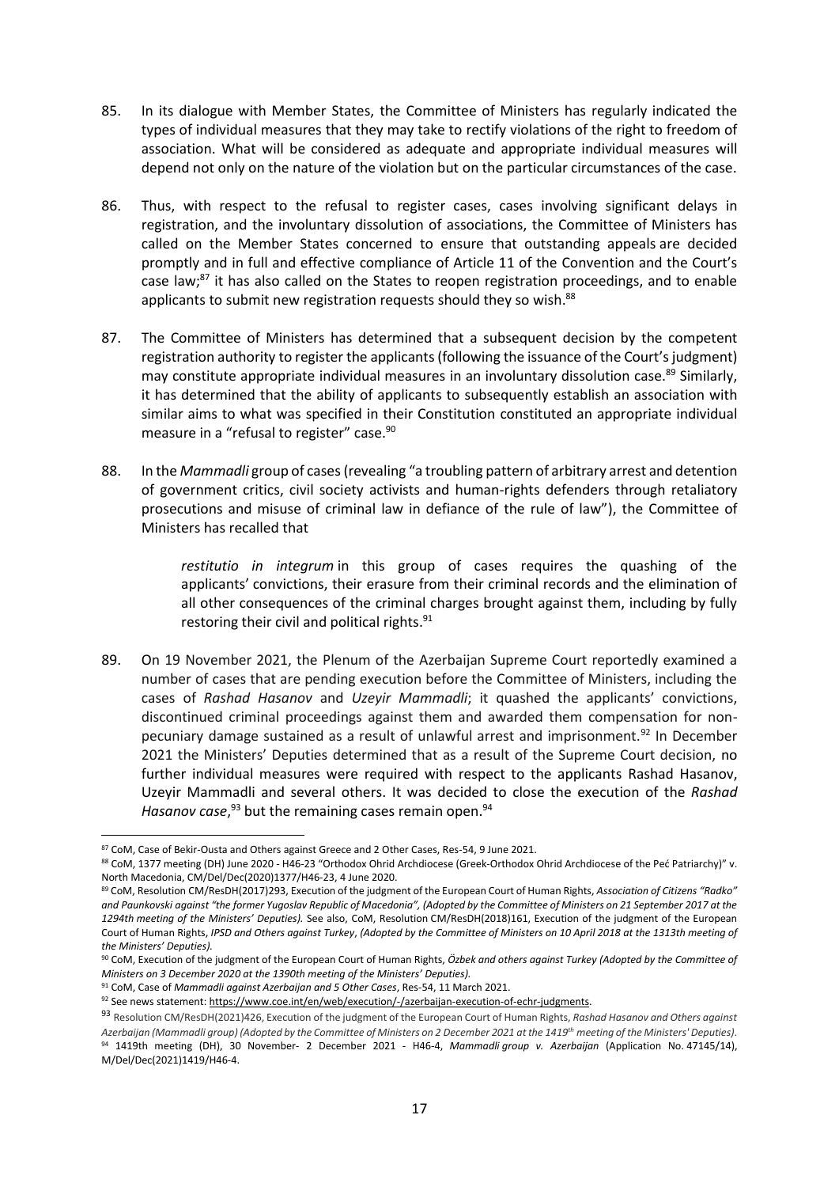85. In its dialogue with Member States, the Committee of Ministers has regularly indicated the types of individual measures that they may take to rectify violations of the right to freedom of association. What will be considered as adequate and appropriate individual measures will depend not only on the nature of the violation but on the particular circumstances of the case.

86. Thus, with respect to the refusal to register cases, cases involving significant delays in registration, and the involuntary dissolution of associations, the Committee of Ministers has called on the Member States concerned to ensure that outstanding appeals are decided promptly and in full and effective compliance of Article 11 of the Convention and the Court's case law;[87] it has also called on the States to reopen registration proceedings, and to enable applicants to submit new registration requests should they so wish.[88]

87. The Committee of Ministers has determined that a subsequent decision by the competent registration authority to register the applicants (following the issuance of the Court's judgment) may constitute appropriate individual measures in an involuntary dissolution case.[89] Similarly, it has determined that the ability of applicants to subsequently establish an association with similar aims to what was specified in their Constitution constituted an appropriate individual measure in a "refusal to register" case.[90]

88. In the *Mammadli* group of cases (revealing "a troubling pattern of arbitrary arrest and detention of government critics, civil society activists and human-rights defenders through retaliatory prosecutions and misuse of criminal law in defiance of the rule of law"), the Committee of Ministers has recalled that

> *restitutio in integrum* in this group of cases requires the quashing of the applicants' convictions, their erasure from their criminal records and the elimination of all other consequences of the criminal charges brought against them, including by fully restoring their civil and political rights.[91]

89. On 19 November 2021, the Plenum of the Azerbaijan Supreme Court reportedly examined a number of cases that are pending execution before the Committee of Ministers, including the cases of *Rashad Hasanov* and *Uzeyir Mammadli*; it quashed the applicants' convictions, discontinued criminal proceedings against them and awarded them compensation for non-pecuniary damage sustained as a result of unlawful arrest and imprisonment.[92] In December 2021 the Ministers' Deputies determined that as a result of the Supreme Court decision, no further individual measures were required with respect to the applicants Rashad Hasanov, Uzeyir Mammadli and several others. It was decided to close the execution of the *Rashad Hasanov case*,[93] but the remaining cases remain open.[94]

---

[87] CoM, Case of Bekir-Ousta and Others against Greece and 2 Other Cases, Res-54, 9 June 2021.

[88] CoM, 1377 meeting (DH) June 2020 - H46-23 "Orthodox Ohrid Archdiocese (Greek-Orthodox Ohrid Archdiocese of the Peć Patriarchy)" v. North Macedonia, CM/Del/Dec(2020)1377/H46-23, 4 June 2020.

[89] CoM, Resolution CM/ResDH(2017)293, Execution of the judgment of the European Court of Human Rights, *Association of Citizens "Radko" and Paunkovski against "the former Yugoslav Republic of Macedonia", (Adopted by the Committee of Ministers on 21 September 2017 at the 1294th meeting of the Ministers' Deputies).* See also, CoM, Resolution CM/ResDH(2018)161, Execution of the judgment of the European Court of Human Rights, *IPSD and Others against Turkey*, *(Adopted by the Committee of Ministers on 10 April 2018 at the 1313th meeting of the Ministers' Deputies).*

[90] CoM, Execution of the judgment of the European Court of Human Rights, *Özbek and others against Turkey (Adopted by the Committee of Ministers on 3 December 2020 at the 1390th meeting of the Ministers' Deputies).*

[91] CoM, Case of *Mammadli against Azerbaijan and 5 Other Cases*, Res-54, 11 March 2021.

[92] See news statement: https://www.coe.int/en/web/execution/-/azerbaijan-execution-of-echr-judgments.

[93] Resolution CM/ResDH(2021)426, Execution of the judgment of the European Court of Human Rights, *Rashad Hasanov and Others against Azerbaijan (Mammadli group) (Adopted by the Committee of Ministers on 2 December 2021 at the 1419th meeting of the Ministers' Deputies).*

[94] 1419th meeting (DH), 30 November- 2 December 2021 - H46-4, *Mammadli group v. Azerbaijan* (Application No. 47145/14), M/Del/Dec(2021)1419/H46-4.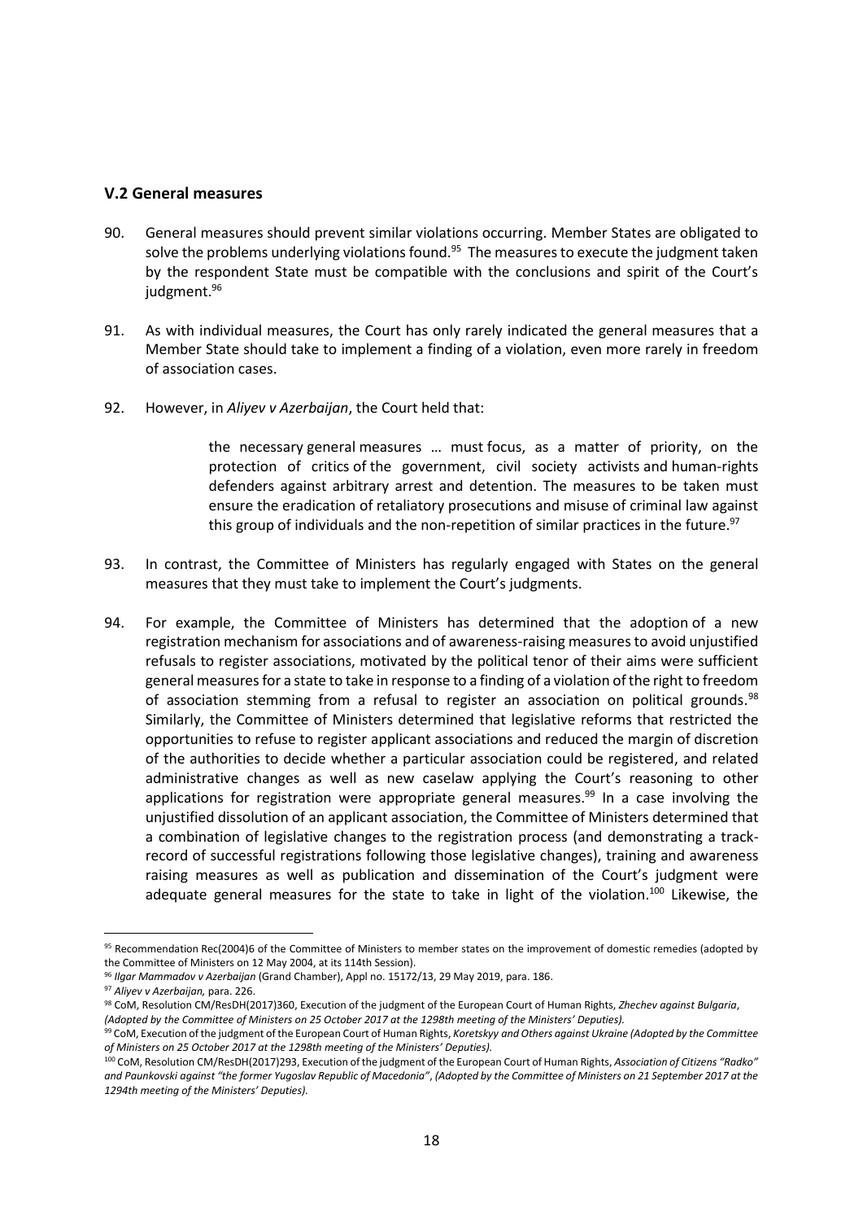### V.2 General measures

90. General measures should prevent similar violations occurring. Member States are obligated to solve the problems underlying violations found.[95] The measures to execute the judgment taken by the respondent State must be compatible with the conclusions and spirit of the Court's judgment.[96]

91. As with individual measures, the Court has only rarely indicated the general measures that a Member State should take to implement a finding of a violation, even more rarely in freedom of association cases.

92. However, in *Aliyev v Azerbaijan*, the Court held that:

> the necessary general measures … must focus, as a matter of priority, on the protection of critics of the government, civil society activists and human-rights defenders against arbitrary arrest and detention. The measures to be taken must ensure the eradication of retaliatory prosecutions and misuse of criminal law against this group of individuals and the non-repetition of similar practices in the future.[97]

93. In contrast, the Committee of Ministers has regularly engaged with States on the general measures that they must take to implement the Court's judgments.

94. For example, the Committee of Ministers has determined that the adoption of a new registration mechanism for associations and of awareness-raising measures to avoid unjustified refusals to register associations, motivated by the political tenor of their aims were sufficient general measures for a state to take in response to a finding of a violation of the right to freedom of association stemming from a refusal to register an association on political grounds.[98] Similarly, the Committee of Ministers determined that legislative reforms that restricted the opportunities to refuse to register applicant associations and reduced the margin of discretion of the authorities to decide whether a particular association could be registered, and related administrative changes as well as new caselaw applying the Court's reasoning to other applications for registration were appropriate general measures.[99] In a case involving the unjustified dissolution of an applicant association, the Committee of Ministers determined that a combination of legislative changes to the registration process (and demonstrating a track-record of successful registrations following those legislative changes), training and awareness raising measures as well as publication and dissemination of the Court's judgment were adequate general measures for the state to take in light of the violation.[100] Likewise, the

---

[95] Recommendation Rec(2004)6 of the Committee of Ministers to member states on the improvement of domestic remedies (adopted by the Committee of Ministers on 12 May 2004, at its 114th Session).

[96] *Ilgar Mammadov v Azerbaijan* (Grand Chamber), Appl no. 15172/13, 29 May 2019, para. 186.

[97] *Aliyev v Azerbaijan,* para. 226.

[98] CoM, Resolution CM/ResDH(2017)360, Execution of the judgment of the European Court of Human Rights, *Zhechev against Bulgaria*, *(Adopted by the Committee of Ministers on 25 October 2017 at the 1298th meeting of the Ministers' Deputies).*

[99] CoM, Execution of the judgment of the European Court of Human Rights, *Koretskyy and Others against Ukraine (Adopted by the Committee of Ministers on 25 October 2017 at the 1298th meeting of the Ministers' Deputies).*

[100] CoM, Resolution CM/ResDH(2017)293, Execution of the judgment of the European Court of Human Rights, *Association of Citizens "Radko" and Paunkovski against "the former Yugoslav Republic of Macedonia", (Adopted by the Committee of Ministers on 21 September 2017 at the 1294th meeting of the Ministers' Deputies).*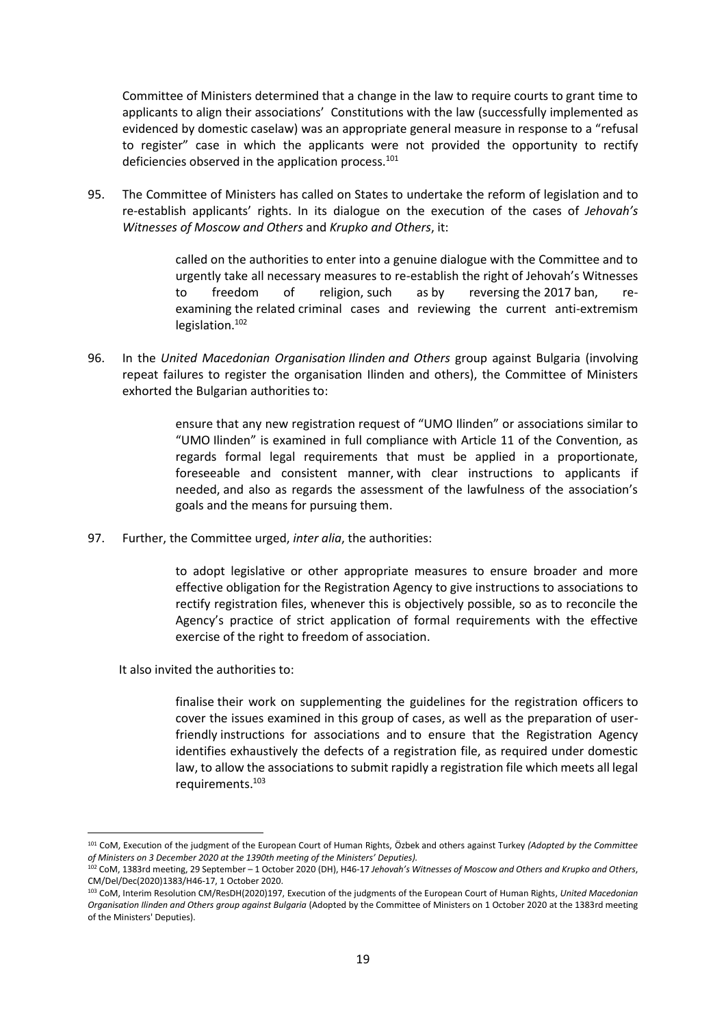Committee of Ministers determined that a change in the law to require courts to grant time to applicants to align their associations' Constitutions with the law (successfully implemented as evidenced by domestic caselaw) was an appropriate general measure in response to a "refusal to register" case in which the applicants were not provided the opportunity to rectify deficiencies observed in the application process.[101]

95. The Committee of Ministers has called on States to undertake the reform of legislation and to re-establish applicants' rights. In its dialogue on the execution of the cases of *Jehovah's Witnesses of Moscow and Others* and *Krupko and Others*, it:

> called on the authorities to enter into a genuine dialogue with the Committee and to urgently take all necessary measures to re-establish the right of Jehovah's Witnesses to freedom of religion, such as by reversing the 2017 ban, re-examining the related criminal cases and reviewing the current anti-extremism legislation.[102]

96. In the *United Macedonian Organisation Ilinden and Others* group against Bulgaria (involving repeat failures to register the organisation Ilinden and others), the Committee of Ministers exhorted the Bulgarian authorities to:

> ensure that any new registration request of "UMO Ilinden" or associations similar to "UMO Ilinden" is examined in full compliance with Article 11 of the Convention, as regards formal legal requirements that must be applied in a proportionate, foreseeable and consistent manner, with clear instructions to applicants if needed, and also as regards the assessment of the lawfulness of the association's goals and the means for pursuing them.

97. Further, the Committee urged, *inter alia*, the authorities:

> to adopt legislative or other appropriate measures to ensure broader and more effective obligation for the Registration Agency to give instructions to associations to rectify registration files, whenever this is objectively possible, so as to reconcile the Agency's practice of strict application of formal requirements with the effective exercise of the right to freedom of association.

It also invited the authorities to:

> finalise their work on supplementing the guidelines for the registration officers to cover the issues examined in this group of cases, as well as the preparation of user-friendly instructions for associations and to ensure that the Registration Agency identifies exhaustively the defects of a registration file, as required under domestic law, to allow the associations to submit rapidly a registration file which meets all legal requirements.[103]

---

[101] CoM, Execution of the judgment of the European Court of Human Rights, Özbek and others against Turkey *(Adopted by the Committee of Ministers on 3 December 2020 at the 1390th meeting of the Ministers' Deputies).*

[102] CoM, 1383rd meeting, 29 September – 1 October 2020 (DH), H46-17 *Jehovah's Witnesses of Moscow and Others and Krupko and Others*, CM/Del/Dec(2020)1383/H46-17, 1 October 2020.

[103] CoM, Interim Resolution CM/ResDH(2020)197, Execution of the judgments of the European Court of Human Rights, *United Macedonian Organisation Ilinden and Others group against Bulgaria* (Adopted by the Committee of Ministers on 1 October 2020 at the 1383rd meeting of the Ministers' Deputies).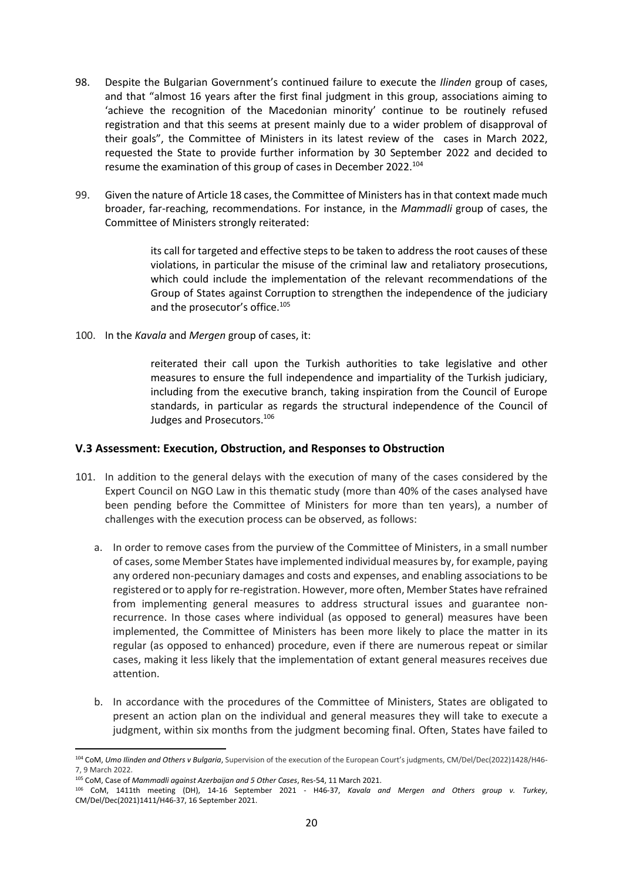98. Despite the Bulgarian Government's continued failure to execute the *Ilinden* group of cases, and that "almost 16 years after the first final judgment in this group, associations aiming to 'achieve the recognition of the Macedonian minority' continue to be routinely refused registration and that this seems at present mainly due to a wider problem of disapproval of their goals", the Committee of Ministers in its latest review of the cases in March 2022, requested the State to provide further information by 30 September 2022 and decided to resume the examination of this group of cases in December 2022.[104]

99. Given the nature of Article 18 cases, the Committee of Ministers has in that context made much broader, far-reaching, recommendations. For instance, in the *Mammadli* group of cases, the Committee of Ministers strongly reiterated:

> its call for targeted and effective steps to be taken to address the root causes of these violations, in particular the misuse of the criminal law and retaliatory prosecutions, which could include the implementation of the relevant recommendations of the Group of States against Corruption to strengthen the independence of the judiciary and the prosecutor's office.[105]

100. In the *Kavala* and *Mergen* group of cases, it:

> reiterated their call upon the Turkish authorities to take legislative and other measures to ensure the full independence and impartiality of the Turkish judiciary, including from the executive branch, taking inspiration from the Council of Europe standards, in particular as regards the structural independence of the Council of Judges and Prosecutors.[106]

### V.3 Assessment: Execution, Obstruction, and Responses to Obstruction

101. In addition to the general delays with the execution of many of the cases considered by the Expert Council on NGO Law in this thematic study (more than 40% of the cases analysed have been pending before the Committee of Ministers for more than ten years), a number of challenges with the execution process can be observed, as follows:

    a. In order to remove cases from the purview of the Committee of Ministers, in a small number of cases, some Member States have implemented individual measures by, for example, paying any ordered non-pecuniary damages and costs and expenses, and enabling associations to be registered or to apply for re-registration. However, more often, Member States have refrained from implementing general measures to address structural issues and guarantee non-recurrence. In those cases where individual (as opposed to general) measures have been implemented, the Committee of Ministers has been more likely to place the matter in its regular (as opposed to enhanced) procedure, even if there are numerous repeat or similar cases, making it less likely that the implementation of extant general measures receives due attention.

    b. In accordance with the procedures of the Committee of Ministers, States are obligated to present an action plan on the individual and general measures they will take to execute a judgment, within six months from the judgment becoming final. Often, States have failed to

---

[104] CoM, *Umo Ilinden and Others v Bulgaria*, Supervision of the execution of the European Court's judgments, CM/Del/Dec(2022)1428/H46-7, 9 March 2022.

[105] CoM, Case of *Mammadli against Azerbaijan and 5 Other Cases*, Res-54, 11 March 2021.

[106] CoM, 1411th meeting (DH), 14-16 September 2021 - H46-37, *Kavala and Mergen and Others group v. Turkey*, CM/Del/Dec(2021)1411/H46-37, 16 September 2021.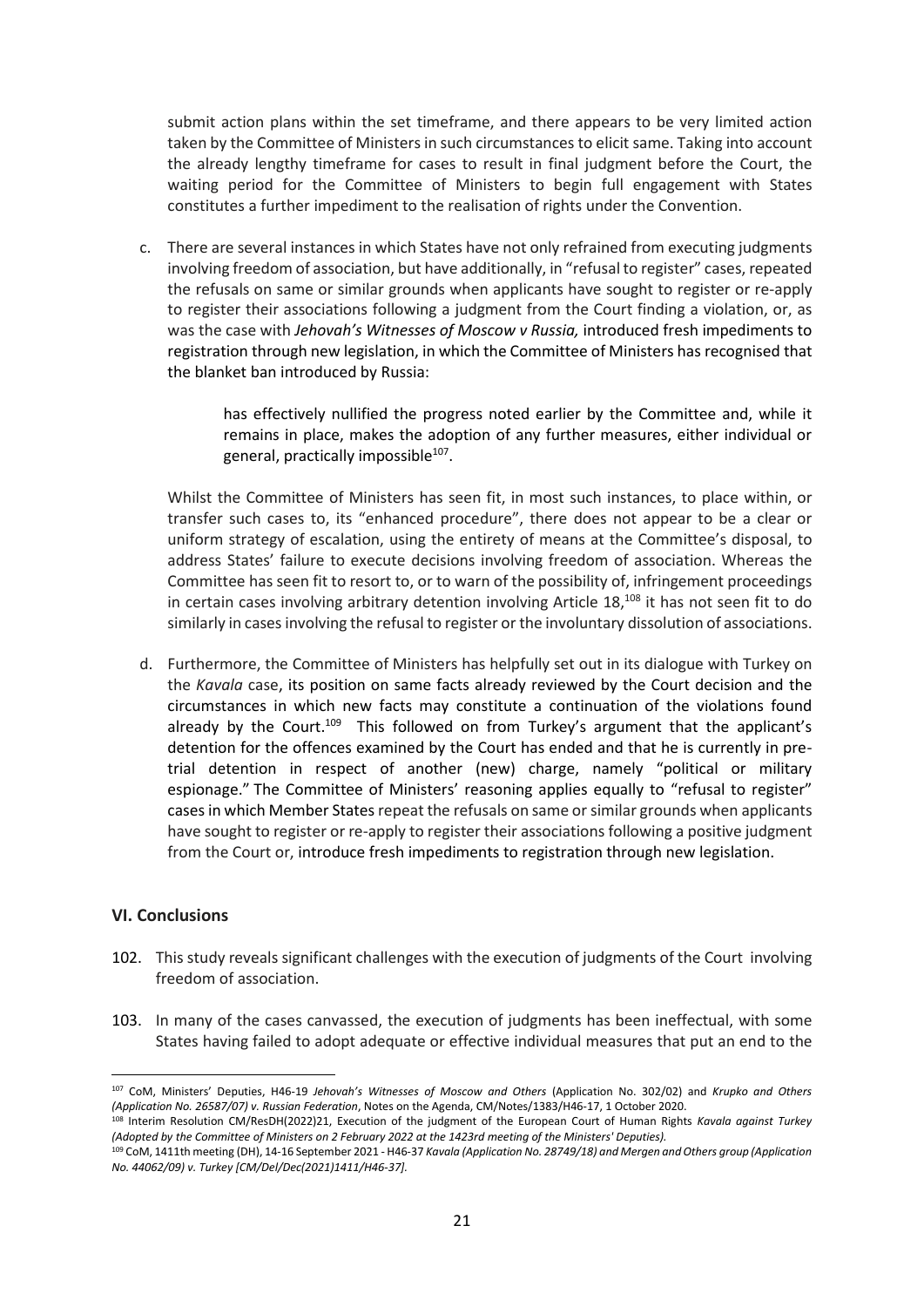submit action plans within the set timeframe, and there appears to be very limited action taken by the Committee of Ministers in such circumstances to elicit same. Taking into account the already lengthy timeframe for cases to result in final judgment before the Court, the waiting period for the Committee of Ministers to begin full engagement with States constitutes a further impediment to the realisation of rights under the Convention.

c. There are several instances in which States have not only refrained from executing judgments involving freedom of association, but have additionally, in "refusal to register" cases, repeated the refusals on same or similar grounds when applicants have sought to register or re-apply to register their associations following a judgment from the Court finding a violation, or, as was the case with *Jehovah's Witnesses of Moscow v Russia,* introduced fresh impediments to registration through new legislation, in which the Committee of Ministers has recognised that the blanket ban introduced by Russia:

> has effectively nullified the progress noted earlier by the Committee and, while it remains in place, makes the adoption of any further measures, either individual or general, practically impossible[107].

Whilst the Committee of Ministers has seen fit, in most such instances, to place within, or transfer such cases to, its "enhanced procedure", there does not appear to be a clear or uniform strategy of escalation, using the entirety of means at the Committee's disposal, to address States' failure to execute decisions involving freedom of association. Whereas the Committee has seen fit to resort to, or to warn of the possibility of, infringement proceedings in certain cases involving arbitrary detention involving Article 18,[108] it has not seen fit to do similarly in cases involving the refusal to register or the involuntary dissolution of associations.

d. Furthermore, the Committee of Ministers has helpfully set out in its dialogue with Turkey on the *Kavala* case, its position on same facts already reviewed by the Court decision and the circumstances in which new facts may constitute a continuation of the violations found already by the Court.[109] This followed on from Turkey's argument that the applicant's detention for the offences examined by the Court has ended and that he is currently in pre-trial detention in respect of another (new) charge, namely "political or military espionage." The Committee of Ministers' reasoning applies equally to "refusal to register" cases in which Member States repeat the refusals on same or similar grounds when applicants have sought to register or re-apply to register their associations following a positive judgment from the Court or, introduce fresh impediments to registration through new legislation.

## VI. Conclusions

102. This study reveals significant challenges with the execution of judgments of the Court involving freedom of association.

103. In many of the cases canvassed, the execution of judgments has been ineffectual, with some States having failed to adopt adequate or effective individual measures that put an end to the

---

[107] CoM, Ministers' Deputies, H46-19 *Jehovah's Witnesses of Moscow and Others* (Application No. 302/02) and *Krupko and Others (Application No. 26587/07) v. Russian Federation*, Notes on the Agenda, CM/Notes/1383/H46-17, 1 October 2020.

[108] Interim Resolution CM/ResDH(2022)21, Execution of the judgment of the European Court of Human Rights *Kavala against Turkey (Adopted by the Committee of Ministers on 2 February 2022 at the 1423rd meeting of the Ministers' Deputies).*

[109] CoM, 1411th meeting (DH), 14-16 September 2021 - H46-37 *Kavala (Application No. 28749/18) and Mergen and Others group (Application No. 44062/09) v. Turkey [CM/Del/Dec(2021)1411/H46-37].*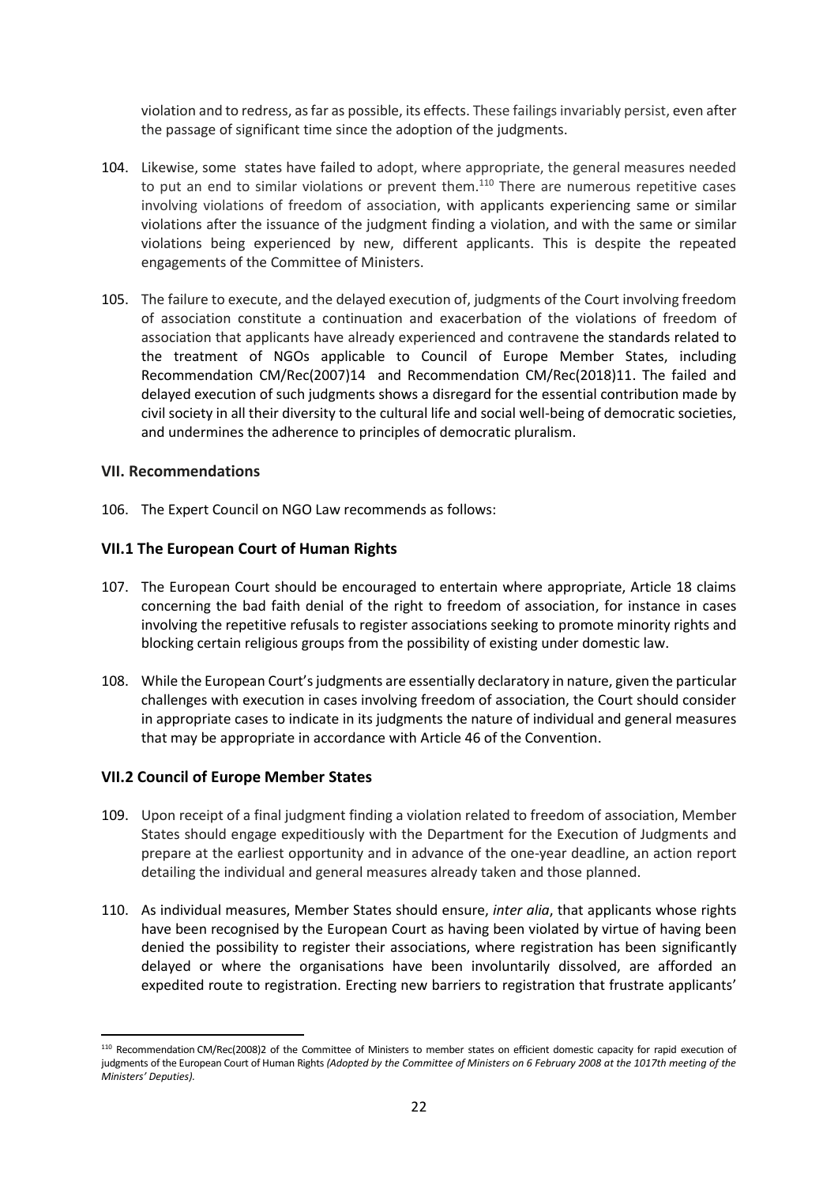violation and to redress, as far as possible, its effects. These failings invariably persist, even after the passage of significant time since the adoption of the judgments.

104. Likewise, some states have failed to adopt, where appropriate, the general measures needed to put an end to similar violations or prevent them.[110] There are numerous repetitive cases involving violations of freedom of association, with applicants experiencing same or similar violations after the issuance of the judgment finding a violation, and with the same or similar violations being experienced by new, different applicants. This is despite the repeated engagements of the Committee of Ministers.

105. The failure to execute, and the delayed execution of, judgments of the Court involving freedom of association constitute a continuation and exacerbation of the violations of freedom of association that applicants have already experienced and contravene the standards related to the treatment of NGOs applicable to Council of Europe Member States, including Recommendation CM/Rec(2007)14 and Recommendation CM/Rec(2018)11. The failed and delayed execution of such judgments shows a disregard for the essential contribution made by civil society in all their diversity to the cultural life and social well-being of democratic societies, and undermines the adherence to principles of democratic pluralism.

## VII. Recommendations

106. The Expert Council on NGO Law recommends as follows:

### VII.1 The European Court of Human Rights

107. The European Court should be encouraged to entertain where appropriate, Article 18 claims concerning the bad faith denial of the right to freedom of association, for instance in cases involving the repetitive refusals to register associations seeking to promote minority rights and blocking certain religious groups from the possibility of existing under domestic law.

108. While the European Court's judgments are essentially declaratory in nature, given the particular challenges with execution in cases involving freedom of association, the Court should consider in appropriate cases to indicate in its judgments the nature of individual and general measures that may be appropriate in accordance with Article 46 of the Convention.

### VII.2 Council of Europe Member States

109. Upon receipt of a final judgment finding a violation related to freedom of association, Member States should engage expeditiously with the Department for the Execution of Judgments and prepare at the earliest opportunity and in advance of the one-year deadline, an action report detailing the individual and general measures already taken and those planned.

110. As individual measures, Member States should ensure, *inter alia*, that applicants whose rights have been recognised by the European Court as having been violated by virtue of having been denied the possibility to register their associations, where registration has been significantly delayed or where the organisations have been involuntarily dissolved, are afforded an expedited route to registration. Erecting new barriers to registration that frustrate applicants'

[110] Recommendation CM/Rec(2008)2 of the Committee of Ministers to member states on efficient domestic capacity for rapid execution of judgments of the European Court of Human Rights *(Adopted by the Committee of Ministers on 6 February 2008 at the 1017th meeting of the Ministers' Deputies).*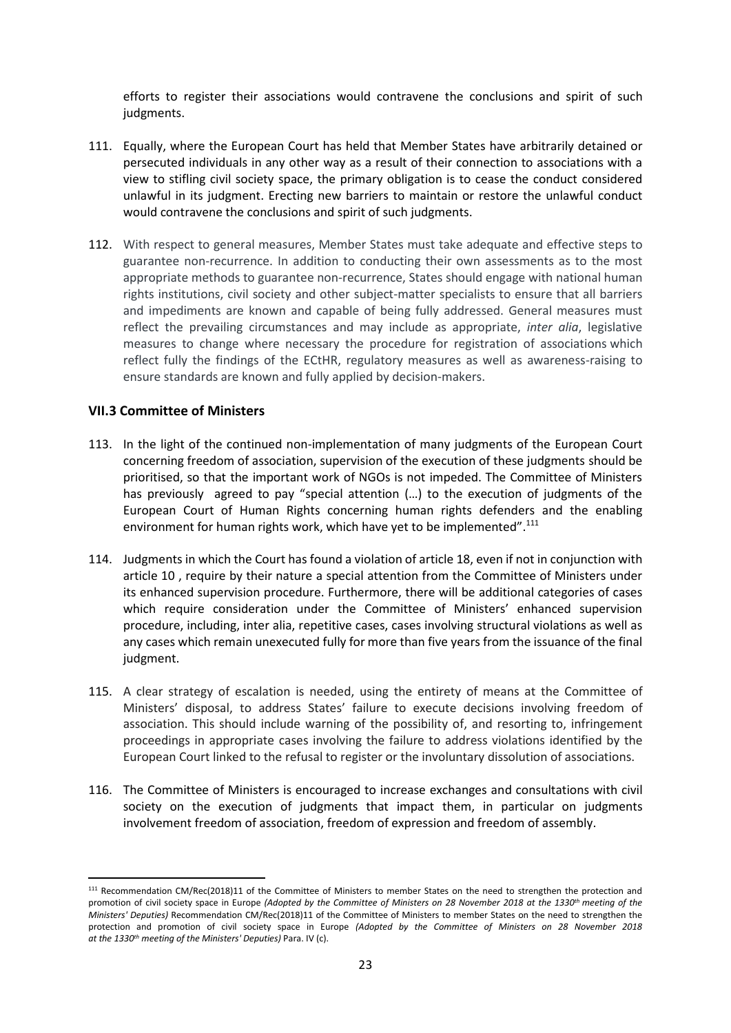efforts to register their associations would contravene the conclusions and spirit of such judgments.

111. Equally, where the European Court has held that Member States have arbitrarily detained or persecuted individuals in any other way as a result of their connection to associations with a view to stifling civil society space, the primary obligation is to cease the conduct considered unlawful in its judgment. Erecting new barriers to maintain or restore the unlawful conduct would contravene the conclusions and spirit of such judgments.

112. With respect to general measures, Member States must take adequate and effective steps to guarantee non-recurrence. In addition to conducting their own assessments as to the most appropriate methods to guarantee non-recurrence, States should engage with national human rights institutions, civil society and other subject-matter specialists to ensure that all barriers and impediments are known and capable of being fully addressed. General measures must reflect the prevailing circumstances and may include as appropriate, *inter alia*, legislative measures to change where necessary the procedure for registration of associations which reflect fully the findings of the ECtHR, regulatory measures as well as awareness-raising to ensure standards are known and fully applied by decision-makers.

### VII.3 Committee of Ministers

113. In the light of the continued non-implementation of many judgments of the European Court concerning freedom of association, supervision of the execution of these judgments should be prioritised, so that the important work of NGOs is not impeded. The Committee of Ministers has previously agreed to pay "special attention (…) to the execution of judgments of the European Court of Human Rights concerning human rights defenders and the enabling environment for human rights work, which have yet to be implemented".[111]

114. Judgments in which the Court has found a violation of article 18, even if not in conjunction with article 10 , require by their nature a special attention from the Committee of Ministers under its enhanced supervision procedure. Furthermore, there will be additional categories of cases which require consideration under the Committee of Ministers' enhanced supervision procedure, including, inter alia, repetitive cases, cases involving structural violations as well as any cases which remain unexecuted fully for more than five years from the issuance of the final judgment.

115. A clear strategy of escalation is needed, using the entirety of means at the Committee of Ministers' disposal, to address States' failure to execute decisions involving freedom of association. This should include warning of the possibility of, and resorting to, infringement proceedings in appropriate cases involving the failure to address violations identified by the European Court linked to the refusal to register or the involuntary dissolution of associations.

116. The Committee of Ministers is encouraged to increase exchanges and consultations with civil society on the execution of judgments that impact them, in particular on judgments involvement freedom of association, freedom of expression and freedom of assembly.

---

[111] Recommendation CM/Rec(2018)11 of the Committee of Ministers to member States on the need to strengthen the protection and promotion of civil society space in Europe *(Adopted by the Committee of Ministers on 28 November 2018 at the 1330th meeting of the Ministers' Deputies)* Recommendation CM/Rec(2018)11 of the Committee of Ministers to member States on the need to strengthen the protection and promotion of civil society space in Europe *(Adopted by the Committee of Ministers on 28 November 2018 at the 1330th meeting of the Ministers' Deputies)* Para. IV (c).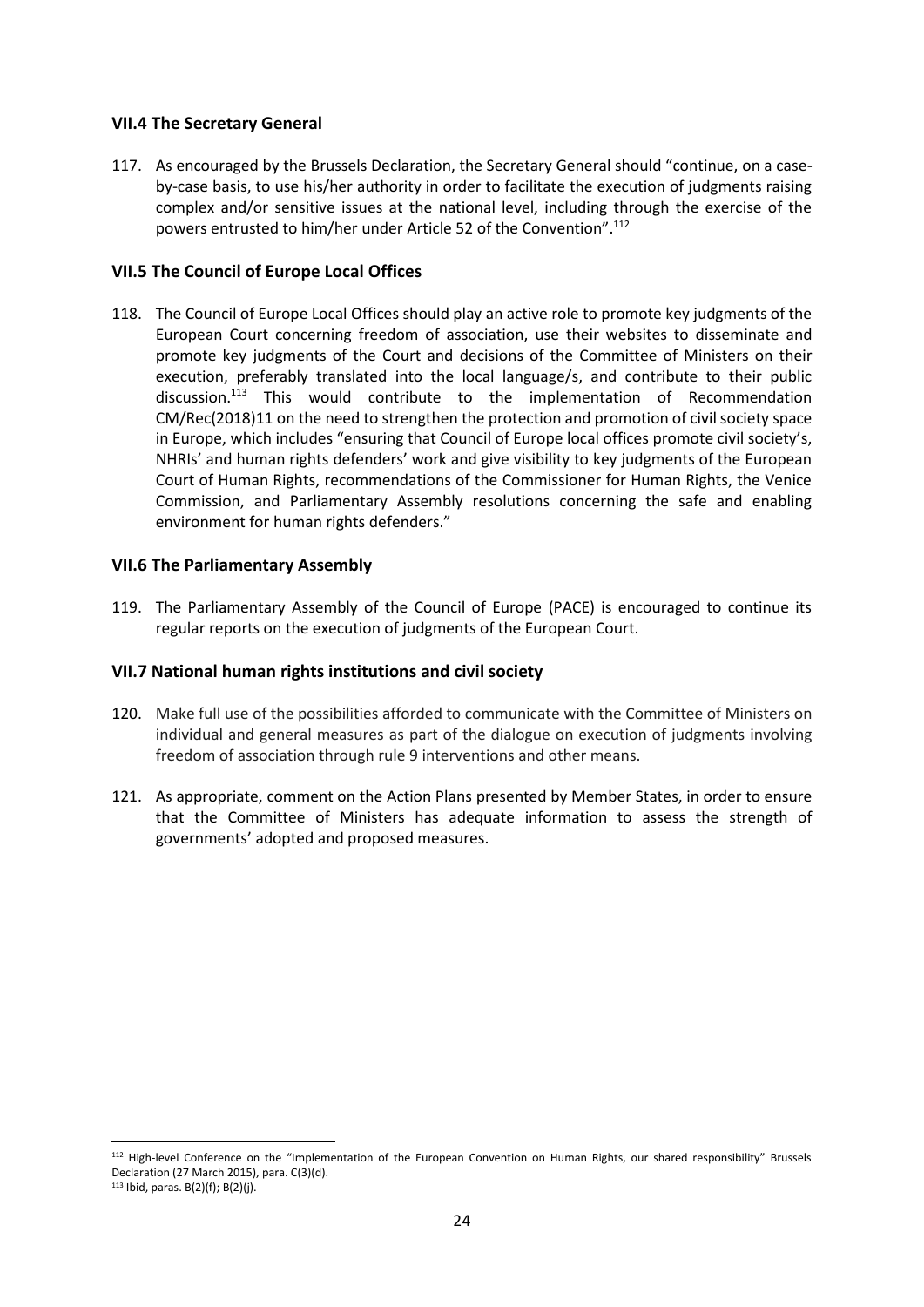### VII.4 The Secretary General

117. As encouraged by the Brussels Declaration, the Secretary General should "continue, on a case-by-case basis, to use his/her authority in order to facilitate the execution of judgments raising complex and/or sensitive issues at the national level, including through the exercise of the powers entrusted to him/her under Article 52 of the Convention".[112]

### VII.5 The Council of Europe Local Offices

118. The Council of Europe Local Offices should play an active role to promote key judgments of the European Court concerning freedom of association, use their websites to disseminate and promote key judgments of the Court and decisions of the Committee of Ministers on their execution, preferably translated into the local language/s, and contribute to their public discussion.[113] This would contribute to the implementation of Recommendation CM/Rec(2018)11 on the need to strengthen the protection and promotion of civil society space in Europe, which includes "ensuring that Council of Europe local offices promote civil society's, NHRIs' and human rights defenders' work and give visibility to key judgments of the European Court of Human Rights, recommendations of the Commissioner for Human Rights, the Venice Commission, and Parliamentary Assembly resolutions concerning the safe and enabling environment for human rights defenders."

### VII.6 The Parliamentary Assembly

119. The Parliamentary Assembly of the Council of Europe (PACE) is encouraged to continue its regular reports on the execution of judgments of the European Court.

### VII.7 National human rights institutions and civil society

120. Make full use of the possibilities afforded to communicate with the Committee of Ministers on individual and general measures as part of the dialogue on execution of judgments involving freedom of association through rule 9 interventions and other means.

121. As appropriate, comment on the Action Plans presented by Member States, in order to ensure that the Committee of Ministers has adequate information to assess the strength of governments' adopted and proposed measures.

---

[112] High-level Conference on the "Implementation of the European Convention on Human Rights, our shared responsibility" Brussels Declaration (27 March 2015), para. C(3)(d).

[113] Ibid, paras. B(2)(f); B(2)(j).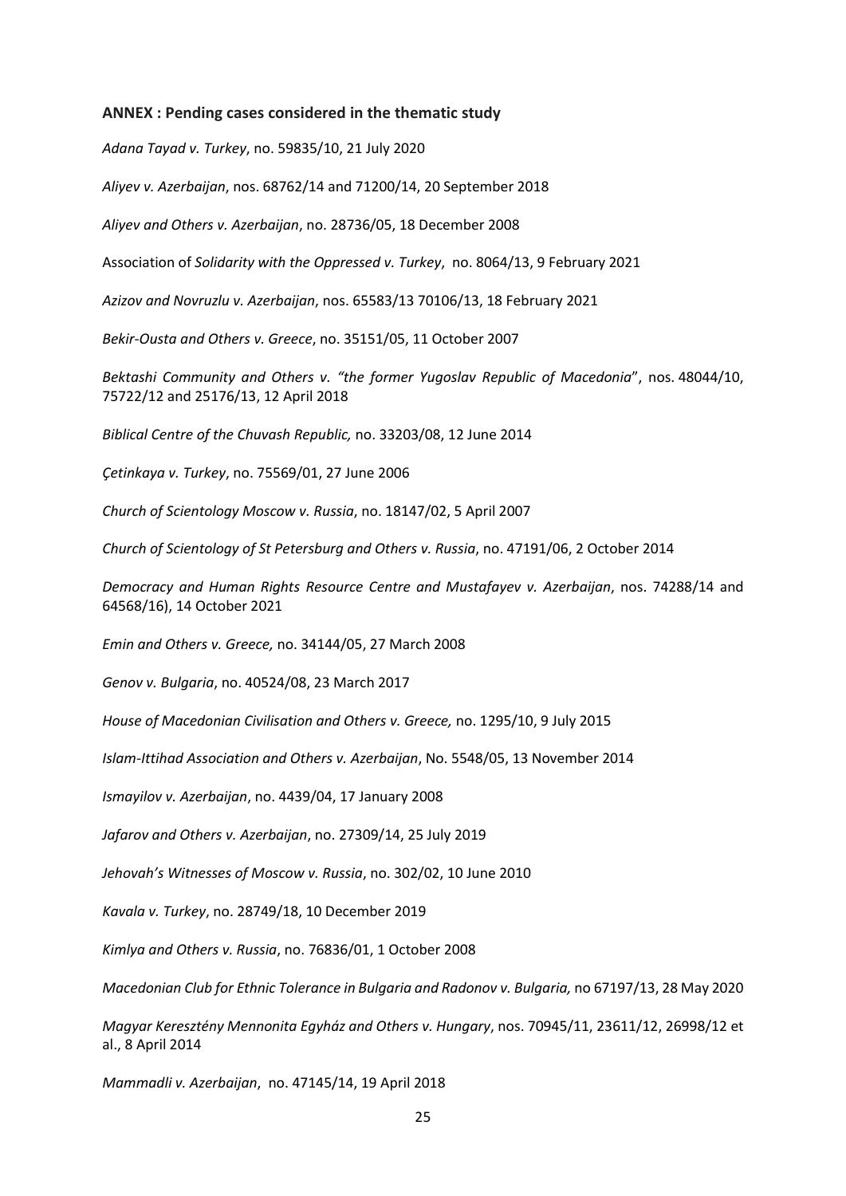**ANNEX : Pending cases considered in the thematic study**

*Adana Tayad v. Turkey*, no. 59835/10, 21 July 2020

*Aliyev v. Azerbaijan*, nos. 68762/14 and 71200/14, 20 September 2018

*Aliyev and Others v. Azerbaijan*, no. 28736/05, 18 December 2008

Association of *Solidarity with the Oppressed v. Turkey*, no. 8064/13, 9 February 2021

*Azizov and Novruzlu v. Azerbaijan*, nos. 65583/13 70106/13, 18 February 2021

*Bekir-Ousta and Others v. Greece*, no. 35151/05, 11 October 2007

*Bektashi Community and Others v. "the former Yugoslav Republic of Macedonia*", nos. 48044/10, 75722/12 and 25176/13, 12 April 2018

*Biblical Centre of the Chuvash Republic,* no. 33203/08, 12 June 2014

*Çetinkaya v. Turkey*, no. 75569/01, 27 June 2006

*Church of Scientology Moscow v. Russia*, no. 18147/02, 5 April 2007

*Church of Scientology of St Petersburg and Others v. Russia*, no. 47191/06, 2 October 2014

*Democracy and Human Rights Resource Centre and Mustafayev v. Azerbaijan*, nos. 74288/14 and 64568/16), 14 October 2021

*Emin and Others v. Greece,* no. 34144/05, 27 March 2008

*Genov v. Bulgaria*, no. 40524/08, 23 March 2017

*House of Macedonian Civilisation and Others v. Greece,* no. 1295/10, 9 July 2015

*Islam-Ittihad Association and Others v. Azerbaijan*, No. 5548/05, 13 November 2014

*Ismayilov v. Azerbaijan*, no. 4439/04, 17 January 2008

*Jafarov and Others v. Azerbaijan*, no. 27309/14, 25 July 2019

*Jehovah's Witnesses of Moscow v. Russia*, no. 302/02, 10 June 2010

*Kavala v. Turkey*, no. 28749/18, 10 December 2019

*Kimlya and Others v. Russia*, no. 76836/01, 1 October 2008

*Macedonian Club for Ethnic Tolerance in Bulgaria and Radonov v. Bulgaria,* no 67197/13, 28 May 2020

*Magyar Keresztény Mennonita Egyház and Others v. Hungary*, nos. 70945/11, 23611/12, 26998/12 et al., 8 April 2014

*Mammadli v. Azerbaijan*, no. 47145/14, 19 April 2018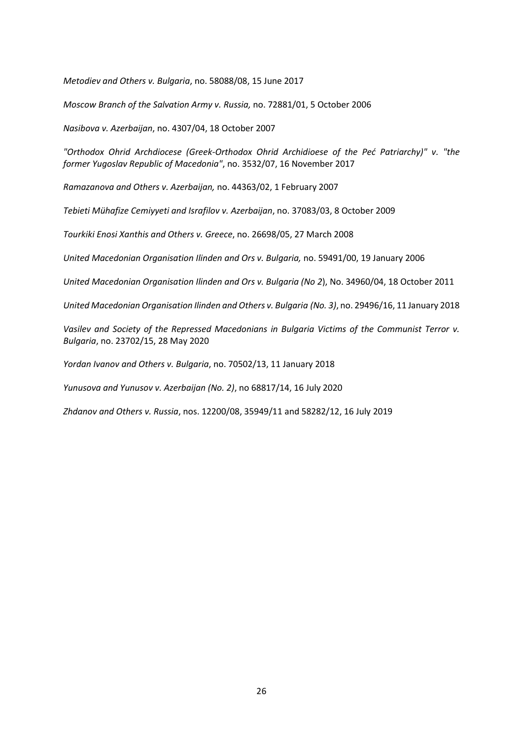*Metodiev and Others v. Bulgaria*, no. 58088/08, 15 June 2017

*Moscow Branch of the Salvation Army v. Russia,* no. 72881/01, 5 October 2006

*Nasibova v. Azerbaijan*, no. 4307/04, 18 October 2007

*"Orthodox Ohrid Archdiocese (Greek-Orthodox Ohrid Archidioese of the Peć Patriarchy)" v. "the former Yugoslav Republic of Macedonia"*, no. 3532/07, 16 November 2017

*Ramazanova and Others v. Azerbaijan,* no. 44363/02, 1 February 2007

*Tebieti Mühafize Cemiyyeti and Israfilov v. Azerbaijan*, no. 37083/03, 8 October 2009

*Tourkiki Enosi Xanthis and Others v. Greece*, no. 26698/05, 27 March 2008

*United Macedonian Organisation Ilinden and Ors v. Bulgaria,* no. 59491/00, 19 January 2006

*United Macedonian Organisation Ilinden and Ors v. Bulgaria (No 2*), No. 34960/04, 18 October 2011

*United Macedonian Organisation Ilinden and Others v. Bulgaria (No. 3)*, no. 29496/16, 11 January 2018

*Vasilev and Society of the Repressed Macedonians in Bulgaria Victims of the Communist Terror v. Bulgaria*, no. 23702/15, 28 May 2020

*Yordan Ivanov and Others v. Bulgaria*, no. 70502/13, 11 January 2018

*Yunusova and Yunusov v. Azerbaijan (No. 2)*, no 68817/14, 16 July 2020

*Zhdanov and Others v. Russia*, nos. 12200/08, 35949/11 and 58282/12, 16 July 2019